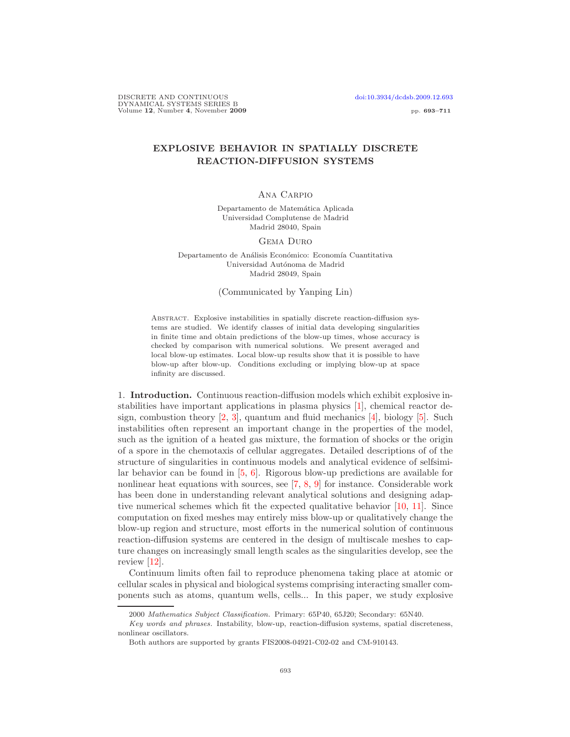# EXPLOSIVE BEHAVIOR IN SPATIALLY DISCRETE REACTION-DIFFUSION SYSTEMS

Ana Carpio

Departamento de Matemática Aplicada
Universidad Complutense de Madrid
Madrid 28040, Spain

Gema Duro

Departamento de Análisis Económico: Economía Cuantitativa
Universidad Autónoma de Madrid
Madrid 28049, Spain

(Communicated by Yanping Lin)

Abstract. Explosive instabilities in spatially discrete reaction-diffusion systems are studied. We identify classes of initial data developing singularities in finite time and obtain predictions of the blow-up times, whose accuracy is checked by comparison with numerical solutions. We present averaged and local blow-up estimates. Local blow-up results show that it is possible to have blow-up after blow-up. Conditions excluding or implying blow-up at space infinity are discussed.

## 1. Introduction.

Continuous reaction-diffusion models which exhibit explosive instabilities have important applications in plasma physics [1], chemical reactor design, combustion theory [2, 3], quantum and fluid mechanics [4], biology [5]. Such instabilities often represent an important change in the properties of the model, such as the ignition of a heated gas mixture, the formation of shocks or the origin of a spore in the chemotaxis of cellular aggregates. Detailed descriptions of of the structure of singularities in continuous models and analytical evidence of selfsimilar behavior can be found in [5, 6]. Rigorous blow-up predictions are available for nonlinear heat equations with sources, see [7, 8, 9] for instance. Considerable work has been done in understanding relevant analytical solutions and designing adaptive numerical schemes which fit the expected qualitative behavior [10, 11]. Since computation on fixed meshes may entirely miss blow-up or qualitatively change the blow-up region and structure, most efforts in the numerical solution of continuous reaction-diffusion systems are centered in the design of multiscale meshes to capture changes on increasingly small length scales as the singularities develop, see the review [12].

Continuum limits often fail to reproduce phenomena taking place at atomic or cellular scales in physical and biological systems comprising interacting smaller components such as atoms, quantum wells, cells... In this paper, we study explosive

---

2000 *Mathematics Subject Classification.* Primary: 65P40, 65J20; Secondary: 65N40.

*Key words and phrases.* Instability, blow-up, reaction-diffusion systems, spatial discreteness, nonlinear oscillators.

Both authors are supported by grants FIS2008-04921-C02-02 and CM-910143.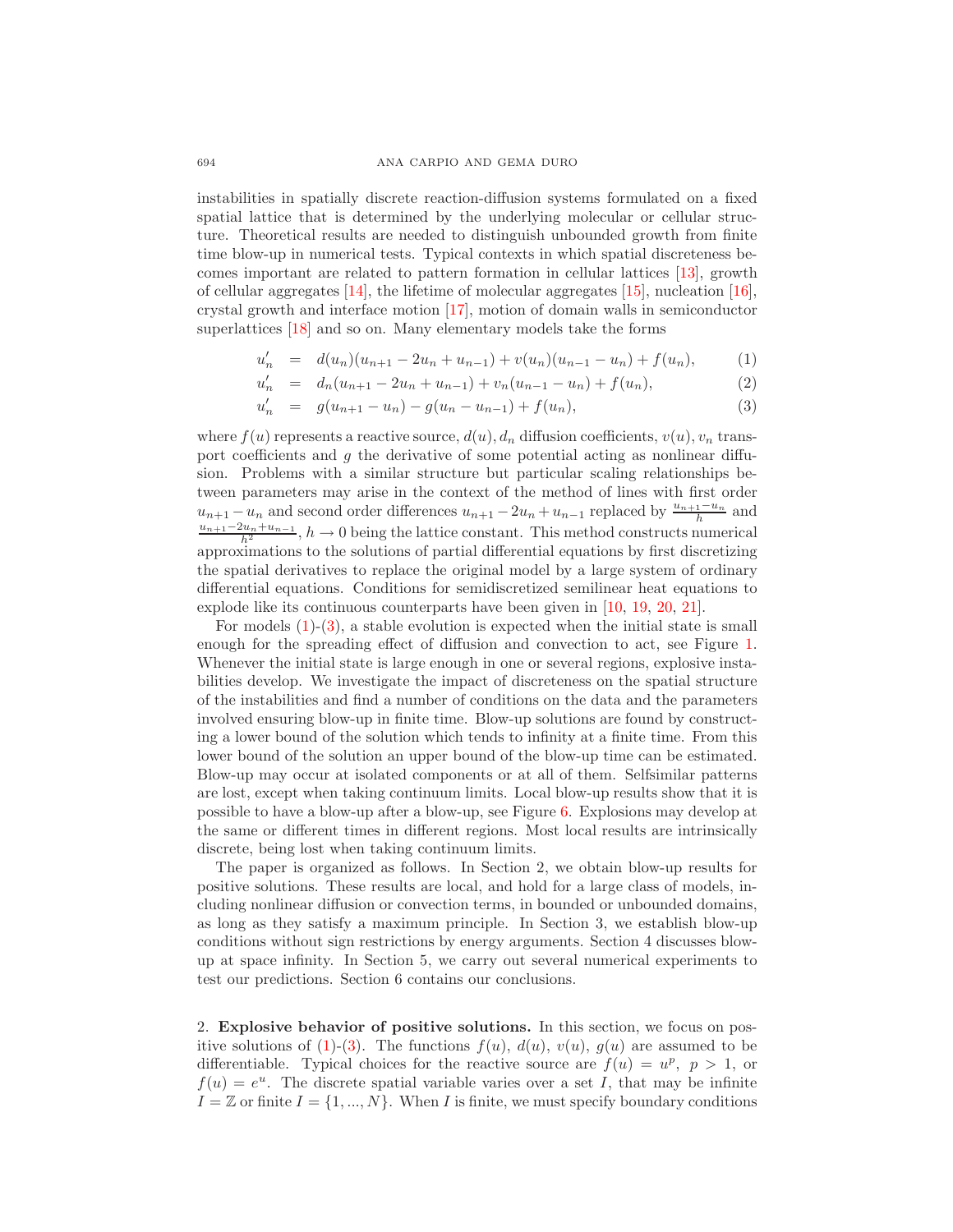instabilities in spatially discrete reaction-diffusion systems formulated on a fixed spatial lattice that is determined by the underlying molecular or cellular structure. Theoretical results are needed to distinguish unbounded growth from finite time blow-up in numerical tests. Typical contexts in which spatial discreteness becomes important are related to pattern formation in cellular lattices [13], growth of cellular aggregates [14], the lifetime of molecular aggregates [15], nucleation [16], crystal growth and interface motion [17], motion of domain walls in semiconductor superlattices [18] and so on. Many elementary models take the forms

$$u_n' = d(u_n)(u_{n+1} - 2u_n + u_{n-1}) + v(u_n)(u_{n-1} - u_n) + f(u_n), \tag{1}$$

$$u_n' = d_n(u_{n+1} - 2u_n + u_{n-1}) + v_n(u_{n-1} - u_n) + f(u_n), \tag{2}$$

$$u_n' = g(u_{n+1} - u_n) - g(u_n - u_{n-1}) + f(u_n), \tag{3}$$

where $f(u)$ represents a reactive source, $d(u), d_n$ diffusion coefficients, $v(u), v_n$ transport coefficients and $g$ the derivative of some potential acting as nonlinear diffusion. Problems with a similar structure but particular scaling relationships between parameters may arise in the context of the method of lines with first order $u_{n+1} - u_n$ and second order differences $u_{n+1} - 2u_n + u_{n-1}$ replaced by $\frac{u_{n+1}-u_n}{h}$ and $\frac{u_{n+1}-2u_n+u_{n-1}}{h^2}$, $h \to 0$ being the lattice constant. This method constructs numerical approximations to the solutions of partial differential equations by first discretizing the spatial derivatives to replace the original model by a large system of ordinary differential equations. Conditions for semidiscretized semilinear heat equations to explode like its continuous counterparts have been given in [10, 19, 20, 21].

For models (1)-(3), a stable evolution is expected when the initial state is small enough for the spreading effect of diffusion and convection to act, see Figure 1. Whenever the initial state is large enough in one or several regions, explosive instabilities develop. We investigate the impact of discreteness on the spatial structure of the instabilities and find a number of conditions on the data and the parameters involved ensuring blow-up in finite time. Blow-up solutions are found by constructing a lower bound of the solution which tends to infinity at a finite time. From this lower bound of the solution an upper bound of the blow-up time can be estimated. Blow-up may occur at isolated components or at all of them. Selfsimilar patterns are lost, except when taking continuum limits. Local blow-up results show that it is possible to have a blow-up after a blow-up, see Figure 6. Explosions may develop at the same or different times in different regions. Most local results are intrinsically discrete, being lost when taking continuum limits.

The paper is organized as follows. In Section 2, we obtain blow-up results for positive solutions. These results are local, and hold for a large class of models, including nonlinear diffusion or convection terms, in bounded or unbounded domains, as long as they satisfy a maximum principle. In Section 3, we establish blow-up conditions without sign restrictions by energy arguments. Section 4 discusses blow-up at space infinity. In Section 5, we carry out several numerical experiments to test our predictions. Section 6 contains our conclusions.

## 2. Explosive behavior of positive solutions.

In this section, we focus on positive solutions of (1)-(3). The functions $f(u)$, $d(u)$, $v(u)$, $g(u)$ are assumed to be differentiable. Typical choices for the reactive source are $f(u) = u^p$, $p > 1$, or $f(u) = e^u$. The discrete spatial variable varies over a set $I$, that may be infinite $I = \mathbb{Z}$ or finite $I = \{1, ..., N\}$. When $I$ is finite, we must specify boundary conditions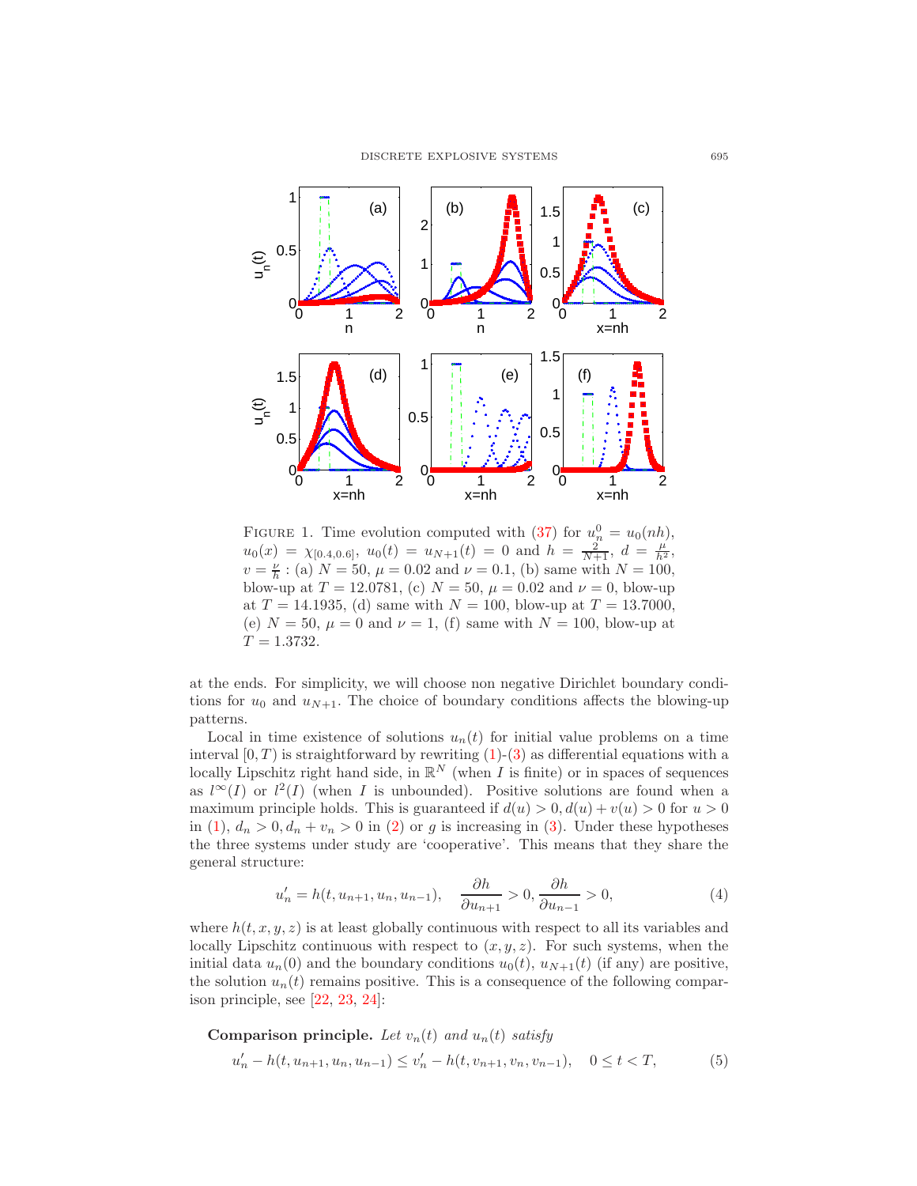FIGURE 1. Time evolution computed with (37) for $u_n^0 = u_0(nh)$, $u_0(x) = \chi_{[0.4,0.6]}$, $u_0(t) = u_{N+1}(t) = 0$ and $h = \frac{2}{N+1}$, $d = \frac{\mu}{h^2}$, $v = \frac{\nu}{h}$ : (a) $N = 50$, $\mu = 0.02$ and $\nu = 0.1$, (b) same with $N = 100$, blow-up at $T = 12.0781$, (c) $N = 50$, $\mu = 0.02$ and $\nu = 0$, blow-up at $T = 14.1935$, (d) same with $N = 100$, blow-up at $T = 13.7000$, (e) $N = 50$, $\mu = 0$ and $\nu = 1$, (f) same with $N = 100$, blow-up at $T = 1.3732$.

at the ends. For simplicity, we will choose non negative Dirichlet boundary conditions for $u_0$ and $u_{N+1}$. The choice of boundary conditions affects the blowing-up patterns.

Local in time existence of solutions $u_n(t)$ for initial value problems on a time interval $[0, T)$ is straightforward by rewriting (1)-(3) as differential equations with a locally Lipschitz right hand side, in $\mathbb{R}^N$ (when $I$ is finite) or in spaces of sequences as $l^\infty(I)$ or $l^2(I)$ (when $I$ is unbounded). Positive solutions are found when a maximum principle holds. This is guaranteed if $d(u) > 0, d(u) + v(u) > 0$ for $u > 0$ in (1), $d_n > 0, d_n + v_n > 0$ in (2) or $g$ is increasing in (3). Under these hypotheses the three systems under study are 'cooperative'. This means that they share the general structure:

$$u_n' = h(t, u_{n+1}, u_n, u_{n-1}), \quad \frac{\partial h}{\partial u_{n+1}} > 0, \frac{\partial h}{\partial u_{n-1}} > 0, \tag{4}$$

where $h(t, x, y, z)$ is at least globally continuous with respect to all its variables and locally Lipschitz continuous with respect to $(x, y, z)$. For such systems, when the initial data $u_n(0)$ and the boundary conditions $u_0(t)$, $u_{N+1}(t)$ (if any) are positive, the solution $u_n(t)$ remains positive. This is a consequence of the following comparison principle, see [22, 23, 24]:

**Comparison principle.** *Let $v_n(t)$ and $u_n(t)$ satisfy*

$$u_n' - h(t, u_{n+1}, u_n, u_{n-1}) \leq v_n' - h(t, v_{n+1}, v_n, v_{n-1}), \quad 0 \leq t < T, \tag{5}$$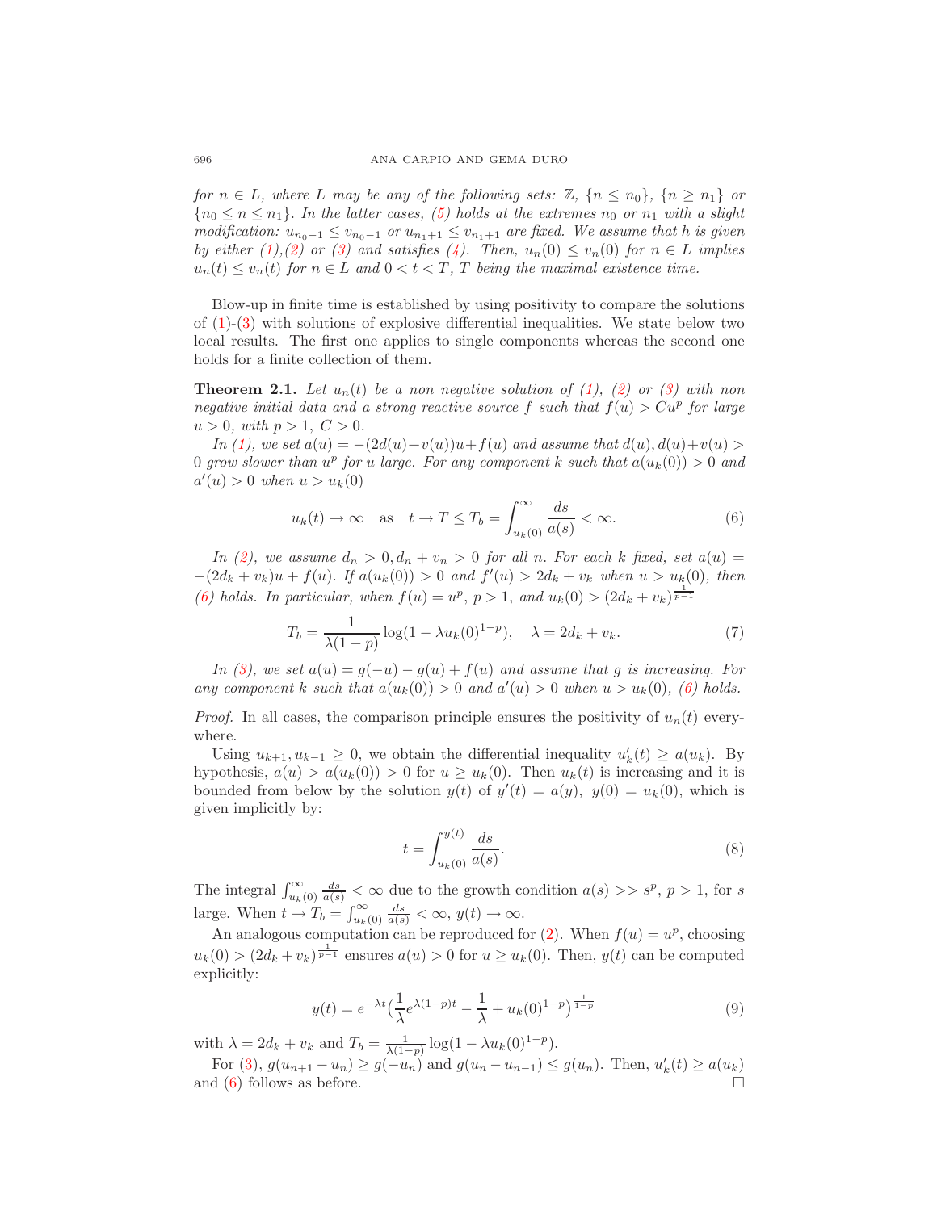*for $n \in L$, where $L$ may be any of the following sets: $\mathbb{Z}$, $\{n \le n_0\}$, $\{n \ge n_1\}$ or $\{n_0 \le n \le n_1\}$. In the latter cases, (5) holds at the extremes $n_0$ or $n_1$ with a slight modification: $u_{n_0-1} \le v_{n_0-1}$ or $u_{n_1+1} \le v_{n_1+1}$ are fixed. We assume that $h$ is given by either (1),(2) or (3) and satisfies (4). Then, $u_n(0) \le v_n(0)$ for $n \in L$ implies $u_n(t) \le v_n(t)$ for $n \in L$ and $0 < t < T$, $T$ being the maximal existence time.*

Blow-up in finite time is established by using positivity to compare the solutions of (1)-(3) with solutions of explosive differential inequalities. We state below two local results. The first one applies to single components whereas the second one holds for a finite collection of them.

**Theorem 2.1.** *Let $u_n(t)$ be a non negative solution of (1), (2) or (3) with non negative initial data and a strong reactive source $f$ such that $f(u) > Cu^p$ for large $u > 0$, with $p > 1$, $C > 0$.*

*In (1), we set $a(u) = -(2d(u)+v(u))u+f(u)$ and assume that $d(u), d(u)+v(u) > 0$ grow slower than $u^p$ for $u$ large. For any component $k$ such that $a(u_k(0)) > 0$ and $a'(u) > 0$ when $u > u_k(0)$*

$$u_k(t) \to \infty \quad \text{as} \quad t \to T \le T_b = \int_{u_k(0)}^{\infty} \frac{ds}{a(s)} < \infty. \tag{6}$$

*In (2), we assume $d_n > 0, d_n + v_n > 0$ for all $n$. For each $k$ fixed, set $a(u) = -(2d_k + v_k)u + f(u)$. If $a(u_k(0)) > 0$ and $f'(u) > 2d_k + v_k$ when $u > u_k(0)$, then (6) holds. In particular, when $f(u) = u^p$, $p > 1$, and $u_k(0) > (2d_k + v_k)^{\frac{1}{p-1}}$*

$$T_b = \frac{1}{\lambda(1-p)} \log(1 - \lambda u_k(0)^{1-p}), \quad \lambda = 2d_k + v_k. \tag{7}$$

*In (3), we set $a(u) = g(-u) - g(u) + f(u)$ and assume that $g$ is increasing. For any component $k$ such that $a(u_k(0)) > 0$ and $a'(u) > 0$ when $u > u_k(0)$, (6) holds.*

*Proof.* In all cases, the comparison principle ensures the positivity of $u_n(t)$ everywhere.

Using $u_{k+1}, u_{k-1} \ge 0$, we obtain the differential inequality $u_k'(t) \ge a(u_k)$. By hypothesis, $a(u) > a(u_k(0)) > 0$ for $u \ge u_k(0)$. Then $u_k(t)$ is increasing and it is bounded from below by the solution $y(t)$ of $y'(t) = a(y)$, $y(0) = u_k(0)$, which is given implicitly by:

$$t = \int_{u_k(0)}^{y(t)} \frac{ds}{a(s)}. \tag{8}$$

The integral $\int_{u_k(0)}^{\infty} \frac{ds}{a(s)} < \infty$ due to the growth condition $a(s) >> s^p$, $p > 1$, for $s$ large. When $t \to T_b = \int_{u_k(0)}^{\infty} \frac{ds}{a(s)} < \infty$, $y(t) \to \infty$.

An analogous computation can be reproduced for (2). When $f(u) = u^p$, choosing $u_k(0) > (2d_k + v_k)^{\frac{1}{p-1}}$ ensures $a(u) > 0$ for $u \ge u_k(0)$. Then, $y(t)$ can be computed explicitly:

$$y(t) = e^{-\lambda t}\left(\frac{1}{\lambda} e^{\lambda(1-p)t} - \frac{1}{\lambda} + u_k(0)^{1-p}\right)^{\frac{1}{1-p}} \tag{9}$$

with $\lambda = 2d_k + v_k$ and $T_b = \frac{1}{\lambda(1-p)} \log(1 - \lambda u_k(0)^{1-p})$.

For (3), $g(u_{n+1} - u_n) \ge g(-u_n)$ and $g(u_n - u_{n-1}) \le g(u_n)$. Then, $u_k'(t) \ge a(u_k)$ and (6) follows as before. □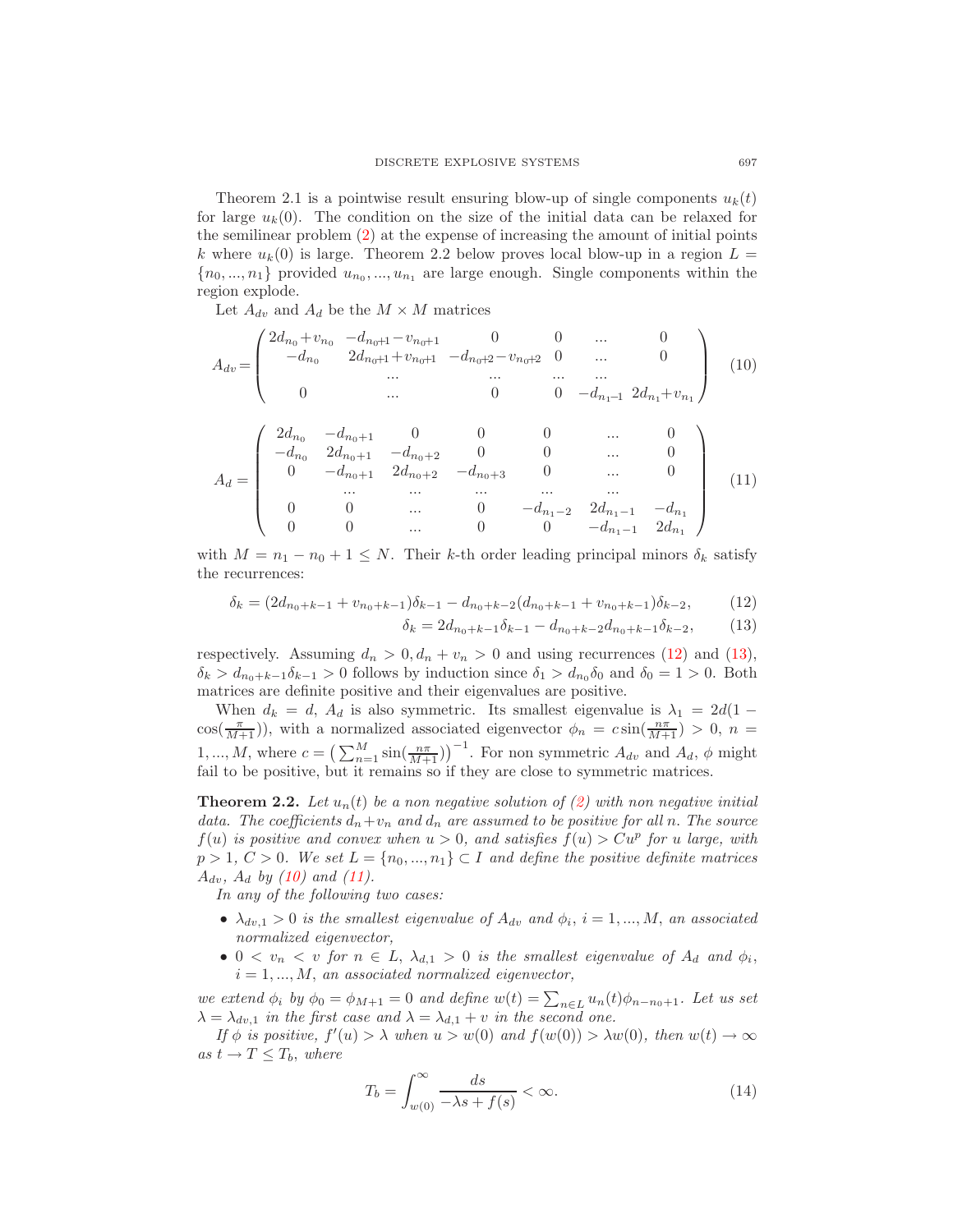Theorem 2.1 is a pointwise result ensuring blow-up of single components $u_k(t)$ for large $u_k(0)$. The condition on the size of the initial data can be relaxed for the semilinear problem (2) at the expense of increasing the amount of initial points $k$ where $u_k(0)$ is large. Theorem 2.2 below proves local blow-up in a region $L = \{n_0, ..., n_1\}$ provided $u_{n_0}, ..., u_{n_1}$ are large enough. Single components within the region explode.

Let $A_{dv}$ and $A_d$ be the $M \times M$ matrices

$$A_{dv} = \begin{pmatrix} 2d_{n_0}+v_{n_0} & -d_{n_0+1}-v_{n_0+1} & 0 & 0 & ... & 0 \\ -d_{n_0} & 2d_{n_0+1}+v_{n_0+1} & -d_{n_0+2}-v_{n_0+2} & 0 & ... & 0 \\ & ... & ... & ... & ... & \\ 0 & ... & 0 & 0 & -d_{n_1-1} & 2d_{n_1}+v_{n_1} \end{pmatrix} \quad (10)$$

$$A_d = \begin{pmatrix} 2d_{n_0} & -d_{n_0+1} & 0 & 0 & 0 & ... & 0 \\ -d_{n_0} & 2d_{n_0+1} & -d_{n_0+2} & 0 & 0 & ... & 0 \\ 0 & -d_{n_0+1} & 2d_{n_0+2} & -d_{n_0+3} & 0 & ... & 0 \\ & ... & ... & ... & ... & ... & \\ 0 & 0 & ... & 0 & -d_{n_1-2} & 2d_{n_1-1} & -d_{n_1} \\ 0 & 0 & ... & 0 & 0 & -d_{n_1-1} & 2d_{n_1} \end{pmatrix} \quad (11)$$

with $M = n_1 - n_0 + 1 \leq N$. Their $k$-th order leading principal minors $\delta_k$ satisfy the recurrences:

$$\delta_k = (2d_{n_0+k-1} + v_{n_0+k-1})\delta_{k-1} - d_{n_0+k-2}(d_{n_0+k-1} + v_{n_0+k-1})\delta_{k-2}, \quad (12)$$

$$\delta_k = 2d_{n_0+k-1}\delta_{k-1} - d_{n_0+k-2}d_{n_0+k-1}\delta_{k-2}, \quad (13)$$

respectively. Assuming $d_n > 0, d_n + v_n > 0$ and using recurrences (12) and (13), $\delta_k > d_{n_0+k-1}\delta_{k-1} > 0$ follows by induction since $\delta_1 > d_{n_0}\delta_0$ and $\delta_0 = 1 > 0$. Both matrices are definite positive and their eigenvalues are positive.

When $d_k = d$, $A_d$ is also symmetric. Its smallest eigenvalue is $\lambda_1 = 2d(1 - \cos(\frac{\pi}{M+1}))$, with a normalized associated eigenvector $\phi_n = c\sin(\frac{n\pi}{M+1}) > 0$, $n = 1, ..., M$, where $c = \left(\sum_{n=1}^{M} \sin(\frac{n\pi}{M+1})\right)^{-1}$. For non symmetric $A_{dv}$ and $A_d$, $\phi$ might fail to be positive, but it remains so if they are close to symmetric matrices.

**Theorem 2.2.** *Let $u_n(t)$ be a non negative solution of (2) with non negative initial data. The coefficients $d_n + v_n$ and $d_n$ are assumed to be positive for all $n$. The source $f(u)$ is positive and convex when $u > 0$, and satisfies $f(u) > Cu^p$ for $u$ large, with $p > 1$, $C > 0$. We set $L = \{n_0, ..., n_1\} \subset I$ and define the positive definite matrices $A_{dv}$, $A_d$ by (10) and (11).*

*In any of the following two cases:*

- *$\lambda_{dv,1} > 0$ is the smallest eigenvalue of $A_{dv}$ and $\phi_i$, $i = 1, ..., M$, an associated normalized eigenvector,*
- *$0 < v_n < v$ for $n \in L$, $\lambda_{d,1} > 0$ is the smallest eigenvalue of $A_d$ and $\phi_i$, $i = 1, ..., M$, an associated normalized eigenvector,*

*we extend $\phi_i$ by $\phi_0 = \phi_{M+1} = 0$ and define $w(t) = \sum_{n\in L} u_n(t)\phi_{n-n_0+1}$. Let us set $\lambda = \lambda_{dv,1}$ in the first case and $\lambda = \lambda_{d,1} + v$ in the second one.*

*If $\phi$ is positive, $f'(u) > \lambda$ when $u > w(0)$ and $f(w(0)) > \lambda w(0)$, then $w(t) \to \infty$ as $t \to T \leq T_b$, where*

$$T_b = \int_{w(0)}^{\infty} \frac{ds}{-\lambda s + f(s)} < \infty. \quad (14)$$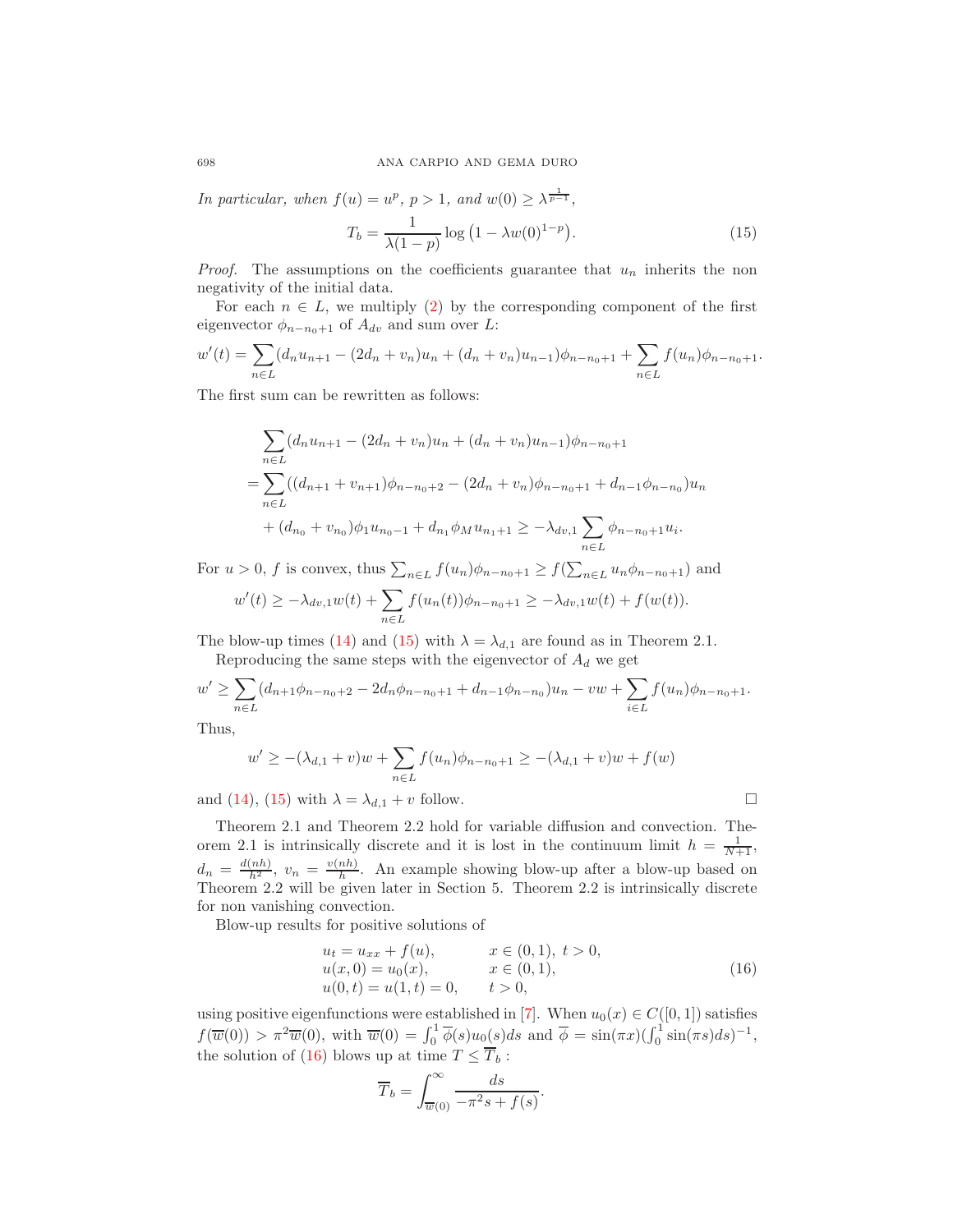*In particular, when* $f(u) = u^p$, $p > 1$, *and* $w(0) \geq \lambda^{\frac{1}{p-1}}$,

$$T_b = \frac{1}{\lambda(1-p)} \log\left(1 - \lambda w(0)^{1-p}\right). \tag{15}$$

*Proof.* The assumptions on the coefficients guarantee that $u_n$ inherits the non negativity of the initial data.

For each $n \in L$, we multiply (2) by the corresponding component of the first eigenvector $\phi_{n-n_0+1}$ of $A_{dv}$ and sum over $L$:

$$w'(t) = \sum_{n\in L}(d_n u_{n+1} - (2d_n + v_n)u_n + (d_n + v_n)u_{n-1})\phi_{n-n_0+1} + \sum_{n\in L} f(u_n)\phi_{n-n_0+1}.$$

The first sum can be rewritten as follows:

$$\begin{aligned}
&\sum_{n\in L}(d_n u_{n+1} - (2d_n + v_n)u_n + (d_n + v_n)u_{n-1})\phi_{n-n_0+1}\\
&= \sum_{n\in L}((d_{n+1} + v_{n+1})\phi_{n-n_0+2} - (2d_n + v_n)\phi_{n-n_0+1} + d_{n-1}\phi_{n-n_0})u_n\\
&\quad + (d_{n_0} + v_{n_0})\phi_1 u_{n_0-1} + d_{n_1}\phi_M u_{n_1+1} \geq -\lambda_{dv,1}\sum_{n\in L}\phi_{n-n_0+1}u_i.
\end{aligned}$$

For $u > 0$, $f$ is convex, thus $\sum_{n\in L} f(u_n)\phi_{n-n_0+1} \geq f(\sum_{n\in L} u_n\phi_{n-n_0+1})$ and

$$w'(t) \geq -\lambda_{dv,1}w(t) + \sum_{n\in L} f(u_n(t))\phi_{n-n_0+1} \geq -\lambda_{dv,1}w(t) + f(w(t)).$$

The blow-up times (14) and (15) with $\lambda = \lambda_{d,1}$ are found as in Theorem 2.1.

Reproducing the same steps with the eigenvector of $A_d$ we get

$$w' \geq \sum_{n\in L}(d_{n+1}\phi_{n-n_0+2} - 2d_n\phi_{n-n_0+1} + d_{n-1}\phi_{n-n_0})u_n - vw + \sum_{i\in L} f(u_n)\phi_{n-n_0+1}.$$

Thus,

$$w' \geq -(\lambda_{d,1} + v)w + \sum_{n\in L} f(u_n)\phi_{n-n_0+1} \geq -(\lambda_{d,1} + v)w + f(w)$$

and (14), (15) with $\lambda = \lambda_{d,1} + v$ follow. $\square$

Theorem 2.1 and Theorem 2.2 hold for variable diffusion and convection. Theorem 2.1 is intrinsically discrete and it is lost in the continuum limit $h = \frac{1}{N+1}$, $d_n = \frac{d(nh)}{h^2}$, $v_n = \frac{v(nh)}{h}$. An example showing blow-up after a blow-up based on Theorem 2.2 will be given later in Section 5. Theorem 2.2 is intrinsically discrete for non vanishing convection.

Blow-up results for positive solutions of

$$\begin{array}{lll}
u_t = u_{xx} + f(u), & x \in (0,1),\ t > 0,\\
u(x,0) = u_0(x), & x \in (0,1),\\
u(0,t) = u(1,t) = 0, & t > 0,
\end{array} \tag{16}$$

using positive eigenfunctions were established in [7]. When $u_0(x) \in C([0,1])$ satisfies $f(\overline{w}(0)) > \pi^2\overline{w}(0)$, with $\overline{w}(0) = \int_0^1 \overline{\phi}(s)u_0(s)ds$ and $\overline{\phi} = \sin(\pi x)(\int_0^1 \sin(\pi s)ds)^{-1}$, the solution of (16) blows up at time $T \leq \overline{T}_b$ :

$$\overline{T}_b = \int_{\overline{w}(0)}^{\infty} \frac{ds}{-\pi^2 s + f(s)}.$$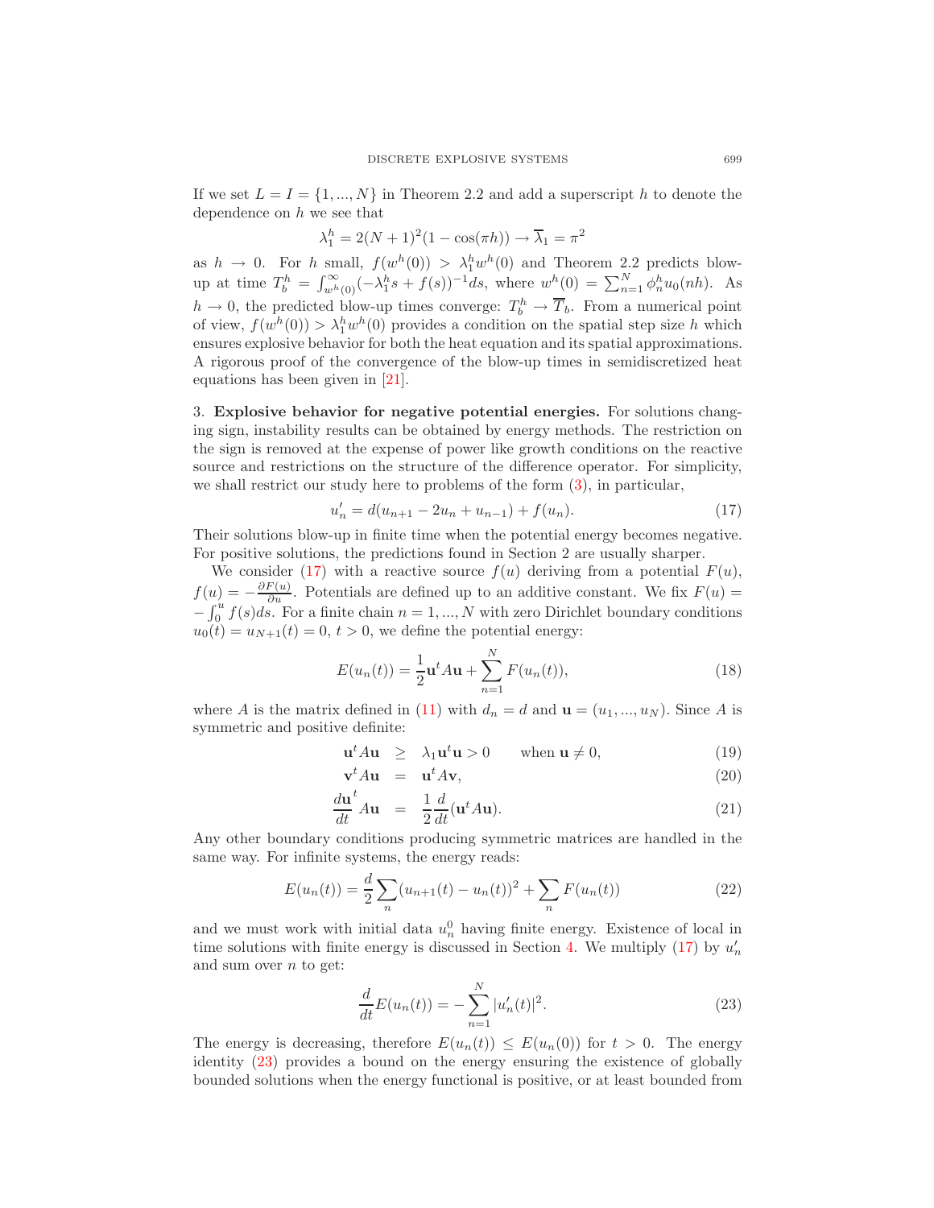If we set $L = I = \{1, ..., N\}$ in Theorem 2.2 and add a superscript $h$ to denote the dependence on $h$ we see that

$$\lambda_1^h = 2(N+1)^2(1-\cos(\pi h)) \to \overline{\lambda}_1 = \pi^2$$

as $h \to 0$. For $h$ small, $f(w^h(0)) > \lambda_1^h w^h(0)$ and Theorem 2.2 predicts blow-up at time $T_b^h = \int_{w^h(0)}^{\infty} (-\lambda_1^h s + f(s))^{-1} ds$, where $w^h(0) = \sum_{n=1}^N \phi_n^h u_0(nh)$. As $h \to 0$, the predicted blow-up times converge: $T_b^h \to \overline{T}_b$. From a numerical point of view, $f(w^h(0)) > \lambda_1^h w^h(0)$ provides a condition on the spatial step size $h$ which ensures explosive behavior for both the heat equation and its spatial approximations. A rigorous proof of the convergence of the blow-up times in semidiscretized heat equations has been given in [21].

## 3. Explosive behavior for negative potential energies.

For solutions changing sign, instability results can be obtained by energy methods. The restriction on the sign is removed at the expense of power like growth conditions on the reactive source and restrictions on the structure of the difference operator. For simplicity, we shall restrict our study here to problems of the form (3), in particular,

$$u_n' = d(u_{n+1} - 2u_n + u_{n-1}) + f(u_n). \tag{17}$$

Their solutions blow-up in finite time when the potential energy becomes negative. For positive solutions, the predictions found in Section 2 are usually sharper.

We consider (17) with a reactive source $f(u)$ deriving from a potential $F(u)$, $f(u) = -\frac{\partial F(u)}{\partial u}$. Potentials are defined up to an additive constant. We fix $F(u) = -\int_0^u f(s)ds$. For a finite chain $n = 1, ..., N$ with zero Dirichlet boundary conditions $u_0(t) = u_{N+1}(t) = 0$, $t > 0$, we define the potential energy:

$$E(u_n(t)) = \frac{1}{2}\mathbf{u}^t A \mathbf{u} + \sum_{n=1}^N F(u_n(t)), \tag{18}$$

where $A$ is the matrix defined in (11) with $d_n = d$ and $\mathbf{u} = (u_1, ..., u_N)$. Since $A$ is symmetric and positive definite:

$$\mathbf{u}^t A \mathbf{u} \geq \lambda_1 \mathbf{u}^t \mathbf{u} > 0 \qquad \text{when } \mathbf{u} \neq 0, \tag{19}$$

$$\mathbf{v}^t A \mathbf{u} = \mathbf{u}^t A \mathbf{v}, \tag{20}$$

$$\frac{d\mathbf{u}}{dt}^t A \mathbf{u} = \frac{1}{2}\frac{d}{dt}(\mathbf{u}^t A \mathbf{u}). \tag{21}$$

Any other boundary conditions producing symmetric matrices are handled in the same way. For infinite systems, the energy reads:

$$E(u_n(t)) = \frac{d}{2}\sum_n (u_{n+1}(t) - u_n(t))^2 + \sum_n F(u_n(t)) \tag{22}$$

and we must work with initial data $u_n^0$ having finite energy. Existence of local in time solutions with finite energy is discussed in Section 4. We multiply (17) by $u_n'$ and sum over $n$ to get:

$$\frac{d}{dt}E(u_n(t)) = -\sum_{n=1}^N |u_n'(t)|^2. \tag{23}$$

The energy is decreasing, therefore $E(u_n(t)) \leq E(u_n(0))$ for $t > 0$. The energy identity (23) provides a bound on the energy ensuring the existence of globally bounded solutions when the energy functional is positive, or at least bounded from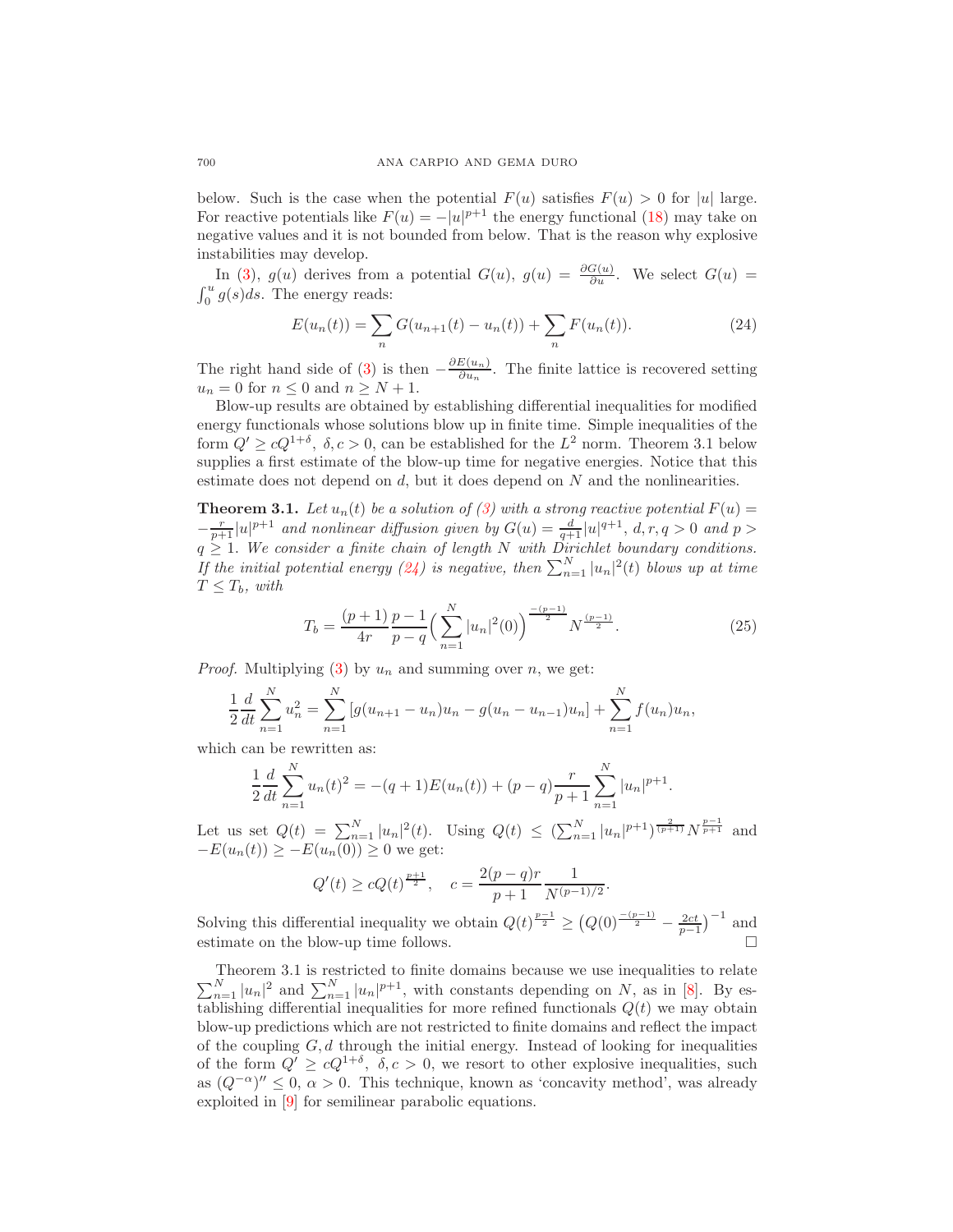below. Such is the case when the potential $F(u)$ satisfies $F(u) > 0$ for $|u|$ large. For reactive potentials like $F(u) = -|u|^{p+1}$ the energy functional (18) may take on negative values and it is not bounded from below. That is the reason why explosive instabilities may develop.

In (3), $g(u)$ derives from a potential $G(u)$, $g(u) = \frac{\partial G(u)}{\partial u}$. We select $G(u) = \int_0^u g(s)ds$. The energy reads:

$$E(u_n(t)) = \sum_n G(u_{n+1}(t) - u_n(t)) + \sum_n F(u_n(t)). \tag{24}$$

The right hand side of (3) is then $-\frac{\partial E(u_n)}{\partial u_n}$. The finite lattice is recovered setting $u_n = 0$ for $n \leq 0$ and $n \geq N+1$.

Blow-up results are obtained by establishing differential inequalities for modified energy functionals whose solutions blow up in finite time. Simple inequalities of the form $Q' \geq cQ^{1+\delta}$, $\delta, c > 0$, can be established for the $L^2$ norm. Theorem 3.1 below supplies a first estimate of the blow-up time for negative energies. Notice that this estimate does not depend on $d$, but it does depend on $N$ and the nonlinearities.

**Theorem 3.1.** *Let $u_n(t)$ be a solution of (3) with a strong reactive potential $F(u) = -\frac{r}{p+1}|u|^{p+1}$ and nonlinear diffusion given by $G(u) = \frac{d}{q+1}|u|^{q+1}$, $d, r, q > 0$ and $p > q \geq 1$. We consider a finite chain of length $N$ with Dirichlet boundary conditions. If the initial potential energy (24) is negative, then $\sum_{n=1}^N |u_n|^2(t)$ blows up at time $T \leq T_b$, with*

$$T_b = \frac{(p+1)}{4r}\frac{p-1}{p-q}\Big(\sum_{n=1}^N |u_n|^2(0)\Big)^{\frac{-(p-1)}{2}} N^{\frac{(p-1)}{2}}. \tag{25}$$

*Proof.* Multiplying (3) by $u_n$ and summing over $n$, we get:

$$\frac{1}{2}\frac{d}{dt}\sum_{n=1}^N u_n^2 = \sum_{n=1}^N [g(u_{n+1} - u_n)u_n - g(u_n - u_{n-1})u_n] + \sum_{n=1}^N f(u_n)u_n,$$

which can be rewritten as:

$$\frac{1}{2}\frac{d}{dt}\sum_{n=1}^N u_n(t)^2 = -(q+1)E(u_n(t)) + (p-q)\frac{r}{p+1}\sum_{n=1}^N |u_n|^{p+1}.$$

Let us set $Q(t) = \sum_{n=1}^N |u_n|^2(t)$. Using $Q(t) \leq (\sum_{n=1}^N |u_n|^{p+1})^{\frac{2}{(p+1)}} N^{\frac{p-1}{p+1}}$ and $-E(u_n(t)) \geq -E(u_n(0)) \geq 0$ we get:

$$Q'(t) \geq cQ(t)^{\frac{p+1}{2}}, \quad c = \frac{2(p-q)r}{p+1}\frac{1}{N^{(p-1)/2}}.$$

Solving this differential inequality we obtain $Q(t)^{\frac{p-1}{2}} \geq \big(Q(0)^{\frac{-(p-1)}{2}} - \frac{2ct}{p-1}\big)^{-1}$ and estimate on the blow-up time follows. $\square$

Theorem 3.1 is restricted to finite domains because we use inequalities to relate $\sum_{n=1}^N |u_n|^2$ and $\sum_{n=1}^N |u_n|^{p+1}$, with constants depending on $N$, as in [8]. By establishing differential inequalities for more refined functionals $Q(t)$ we may obtain blow-up predictions which are not restricted to finite domains and reflect the impact of the coupling $G, d$ through the initial energy. Instead of looking for inequalities of the form $Q' \geq cQ^{1+\delta}$, $\delta, c > 0$, we resort to other explosive inequalities, such as $(Q^{-\alpha})'' \leq 0$, $\alpha > 0$. This technique, known as 'concavity method', was already exploited in [9] for semilinear parabolic equations.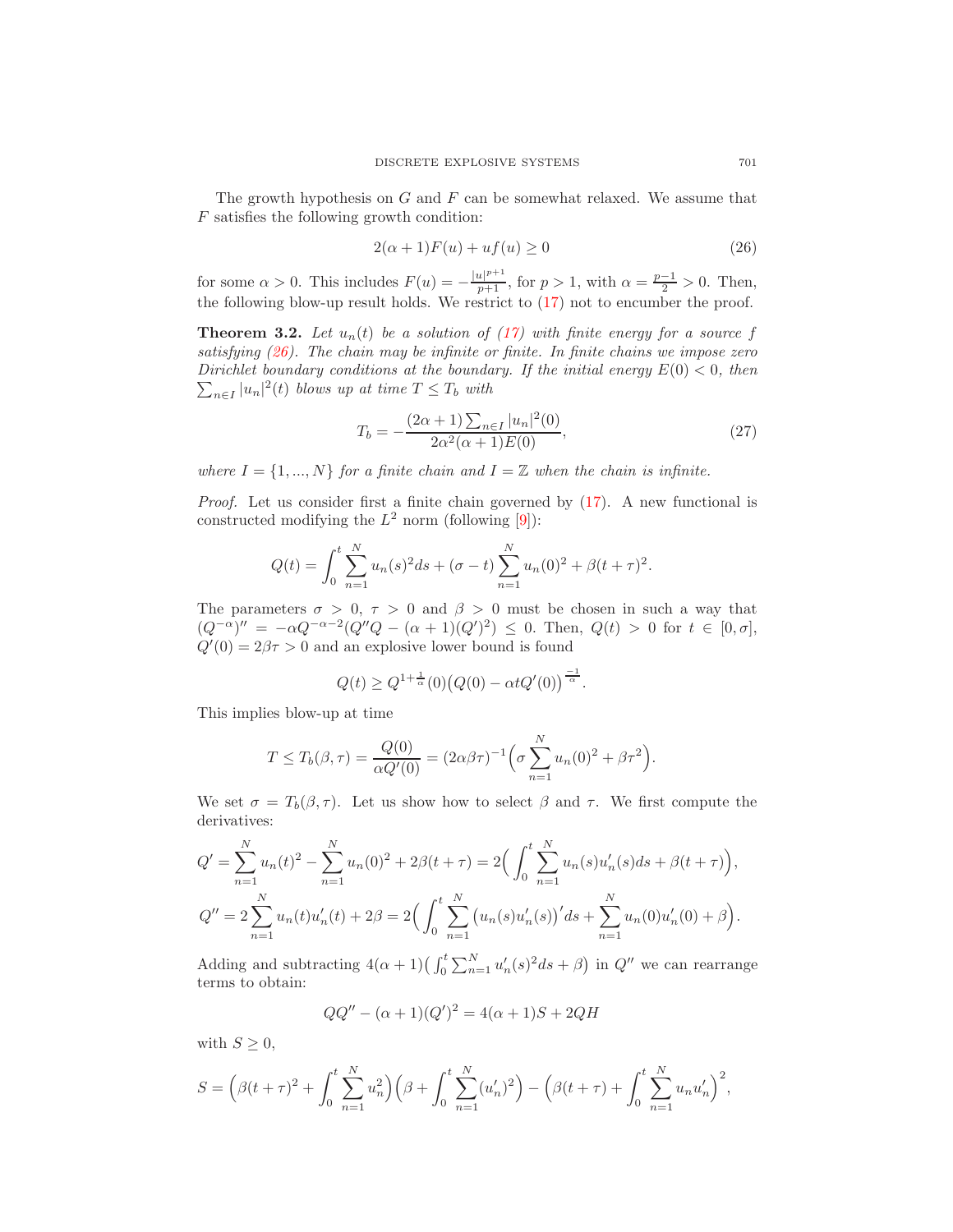The growth hypothesis on $G$ and $F$ can be somewhat relaxed. We assume that $F$ satisfies the following growth condition:

$$2(\alpha+1)F(u) + uf(u) \geq 0 \tag{26}$$

for some $\alpha > 0$. This includes $F(u) = -\frac{|u|^{p+1}}{p+1}$, for $p > 1$, with $\alpha = \frac{p-1}{2} > 0$. Then, the following blow-up result holds. We restrict to (17) not to encumber the proof.

**Theorem 3.2.** *Let $u_n(t)$ be a solution of (17) with finite energy for a source $f$ satisfying (26). The chain may be infinite or finite. In finite chains we impose zero Dirichlet boundary conditions at the boundary. If the initial energy $E(0) < 0$, then $\sum_{n\in I} |u_n|^2(t)$ blows up at time $T \leq T_b$ with*

$$T_b = -\frac{(2\alpha+1)\sum_{n\in I}|u_n|^2(0)}{2\alpha^2(\alpha+1)E(0)}, \tag{27}$$

*where $I = \{1,...,N\}$ for a finite chain and $I = \mathbb{Z}$ when the chain is infinite.*

*Proof.* Let us consider first a finite chain governed by (17). A new functional is constructed modifying the $L^2$ norm (following [9]):

$$Q(t) = \int_0^t \sum_{n=1}^N u_n(s)^2 ds + (\sigma - t)\sum_{n=1}^N u_n(0)^2 + \beta(t+\tau)^2.$$

The parameters $\sigma > 0$, $\tau > 0$ and $\beta > 0$ must be chosen in such a way that $(Q^{-\alpha})'' = -\alpha Q^{-\alpha-2}(Q''Q - (\alpha+1)(Q')^2) \leq 0$. Then, $Q(t) > 0$ for $t \in [0,\sigma]$, $Q'(0) = 2\beta\tau > 0$ and an explosive lower bound is found

$$Q(t) \geq Q^{1+\frac{1}{\alpha}}(0)\big(Q(0) - \alpha t Q'(0)\big)^{\frac{-1}{\alpha}}.$$

This implies blow-up at time

$$T \leq T_b(\beta,\tau) = \frac{Q(0)}{\alpha Q'(0)} = (2\alpha\beta\tau)^{-1}\Big(\sigma\sum_{n=1}^N u_n(0)^2 + \beta\tau^2\Big).$$

We set $\sigma = T_b(\beta,\tau)$. Let us show how to select $\beta$ and $\tau$. We first compute the derivatives:

$$Q' = \sum_{n=1}^N u_n(t)^2 - \sum_{n=1}^N u_n(0)^2 + 2\beta(t+\tau) = 2\Big(\int_0^t \sum_{n=1}^N u_n(s)u_n'(s)ds + \beta(t+\tau)\Big),$$

$$Q'' = 2\sum_{n=1}^N u_n(t)u_n'(t) + 2\beta = 2\Big(\int_0^t \sum_{n=1}^N \big(u_n(s)u_n'(s)\big)' ds + \sum_{n=1}^N u_n(0)u_n'(0) + \beta\Big).$$

Adding and subtracting $4(\alpha+1)\big(\int_0^t \sum_{n=1}^N u_n'(s)^2 ds + \beta\big)$ in $Q''$ we can rearrange terms to obtain:

$$QQ'' - (\alpha+1)(Q')^2 = 4(\alpha+1)S + 2QH$$

with $S \geq 0$,

$$S = \Big(\beta(t+\tau)^2 + \int_0^t \sum_{n=1}^N u_n^2\Big)\Big(\beta + \int_0^t \sum_{n=1}^N (u_n')^2\Big) - \Big(\beta(t+\tau) + \int_0^t \sum_{n=1}^N u_n u_n'\Big)^2,$$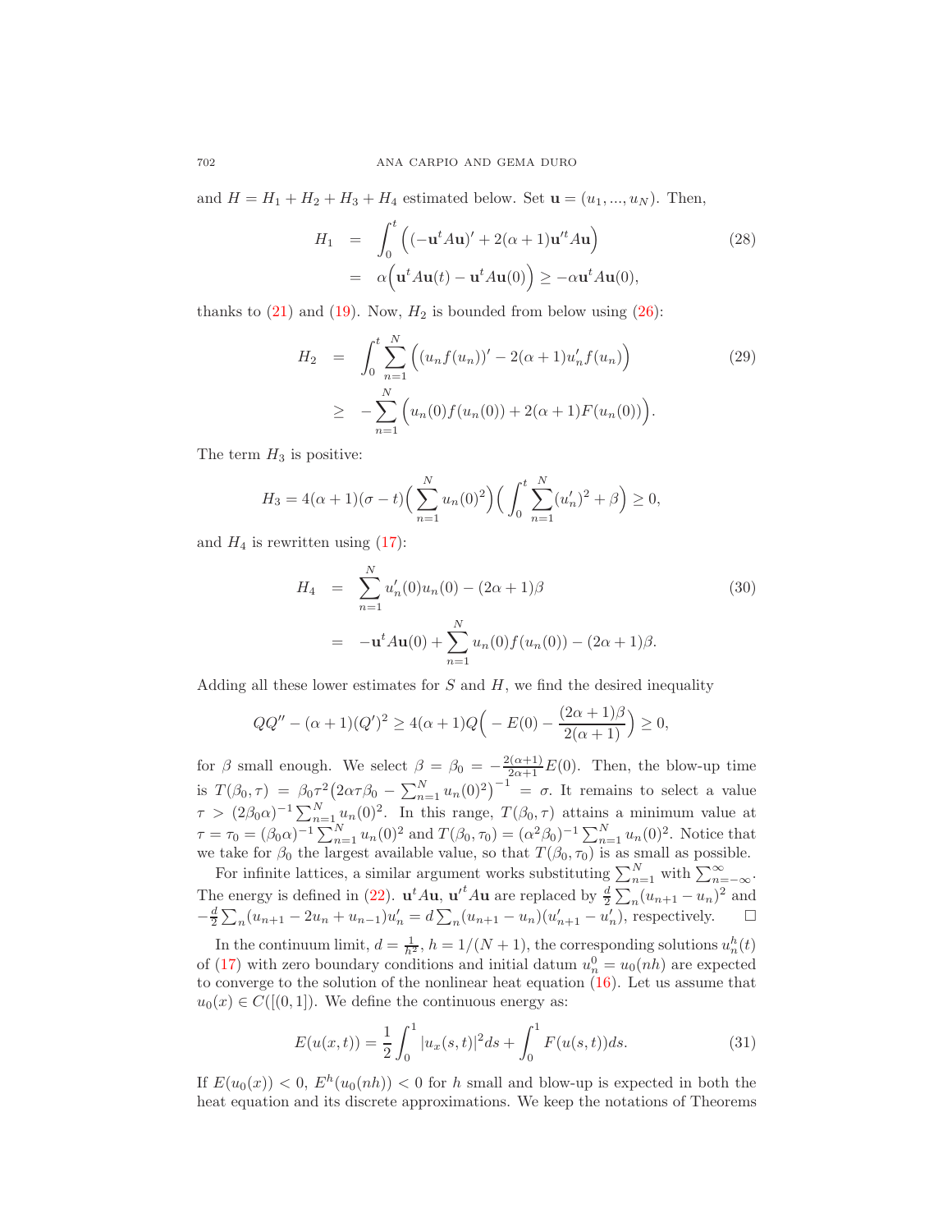and $H = H_1 + H_2 + H_3 + H_4$ estimated below. Set $\mathbf{u} = (u_1, ..., u_N)$. Then,

$$
\begin{aligned}
H_1 &= \int_0^t \Big( (-\mathbf{u}^t A \mathbf{u})' + 2(\alpha+1)\mathbf{u}'^t A \mathbf{u} \Big) \\
&= \alpha \Big( \mathbf{u}^t A \mathbf{u}(t) - \mathbf{u}^t A \mathbf{u}(0) \Big) \geq -\alpha \mathbf{u}^t A \mathbf{u}(0),
\end{aligned} \tag{28}
$$

thanks to (21) and (19). Now, $H_2$ is bounded from below using (26):

$$
\begin{aligned}
H_2 &= \int_0^t \sum_{n=1}^N \Big( (u_n f(u_n))' - 2(\alpha+1) u_n' f(u_n) \Big) \\
&\geq -\sum_{n=1}^N \Big( u_n(0) f(u_n(0)) + 2(\alpha+1) F(u_n(0)) \Big).
\end{aligned} \tag{29}
$$

The term $H_3$ is positive:

$$
H_3 = 4(\alpha+1)(\sigma - t) \Big( \sum_{n=1}^N u_n(0)^2 \Big) \Big( \int_0^t \sum_{n=1}^N (u_n')^2 + \beta \Big) \geq 0,
$$

and $H_4$ is rewritten using (17):

$$
\begin{aligned}
H_4 &= \sum_{n=1}^N u_n'(0) u_n(0) - (2\alpha+1)\beta \\
&= -\mathbf{u}^t A \mathbf{u}(0) + \sum_{n=1}^N u_n(0) f(u_n(0)) - (2\alpha+1)\beta.
\end{aligned} \tag{30}
$$

Adding all these lower estimates for $S$ and $H$, we find the desired inequality

$$
QQ'' - (\alpha+1)(Q')^2 \geq 4(\alpha+1) Q \Big( -E(0) - \frac{(2\alpha+1)\beta}{2(\alpha+1)} \Big) \geq 0,
$$

for $\beta$ small enough. We select $\beta = \beta_0 = -\frac{2(\alpha+1)}{2\alpha+1} E(0)$. Then, the blow-up time is $T(\beta_0, \tau) = \beta_0 \tau^2 \big( 2\alpha\tau\beta_0 - \sum_{n=1}^N u_n(0)^2 \big)^{-1} = \sigma$. It remains to select a value $\tau > (2\beta_0\alpha)^{-1} \sum_{n=1}^N u_n(0)^2$. In this range, $T(\beta_0, \tau)$ attains a minimum value at $\tau = \tau_0 = (\beta_0\alpha)^{-1} \sum_{n=1}^N u_n(0)^2$ and $T(\beta_0, \tau_0) = (\alpha^2\beta_0)^{-1} \sum_{n=1}^N u_n(0)^2$. Notice that we take for $\beta_0$ the largest available value, so that $T(\beta_0, \tau_0)$ is as small as possible.

For infinite lattices, a similar argument works substituting $\sum_{n=1}^N$ with $\sum_{n=-\infty}^\infty$. The energy is defined in (22). $\mathbf{u}^t A \mathbf{u}$, $\mathbf{u}'^t A \mathbf{u}$ are replaced by $\frac{d}{2} \sum_n (u_{n+1} - u_n)^2$ and $-\frac{d}{2} \sum_n (u_{n+1} - 2u_n + u_{n-1}) u_n' = d \sum_n (u_{n+1} - u_n)(u_{n+1}' - u_n')$, respectively. □

In the continuum limit, $d = \frac{1}{h^2}$, $h = 1/(N+1)$, the corresponding solutions $u_n^h(t)$ of (17) with zero boundary conditions and initial datum $u_n^0 = u_0(nh)$ are expected to converge to the solution of the nonlinear heat equation (16). Let us assume that $u_0(x) \in C([(0,1])$. We define the continuous energy as:

$$
E(u(x,t)) = \frac{1}{2} \int_0^1 |u_x(s,t)|^2 ds + \int_0^1 F(u(s,t)) ds. \tag{31}
$$

If $E(u_0(x)) < 0$, $E^h(u_0(nh)) < 0$ for $h$ small and blow-up is expected in both the heat equation and its discrete approximations. We keep the notations of Theorems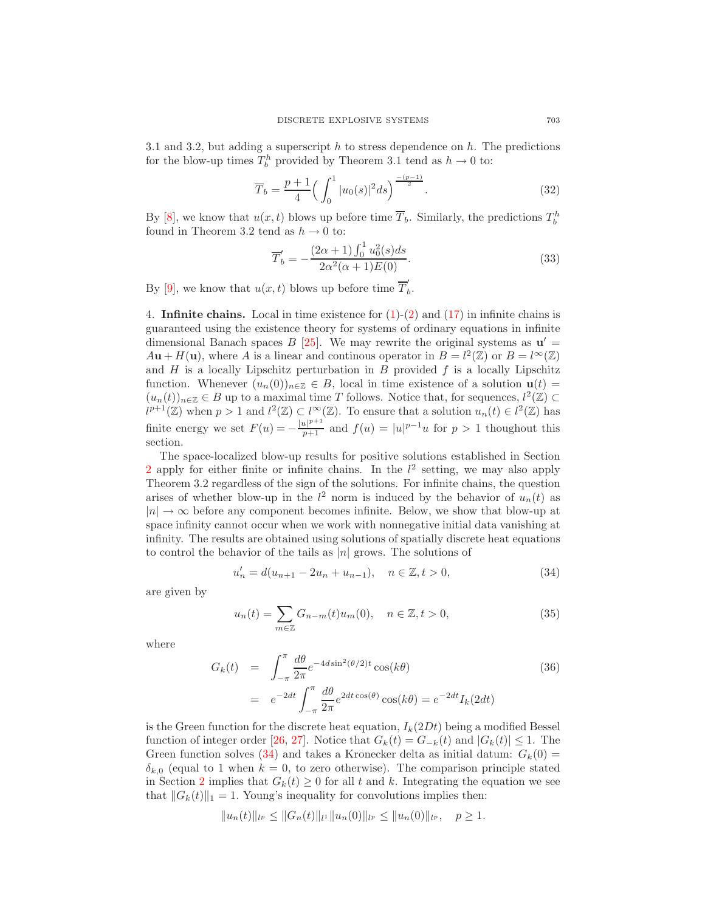3.1 and 3.2, but adding a superscript $h$ to stress dependence on $h$. The predictions for the blow-up times $T_b^h$ provided by Theorem 3.1 tend as $h \to 0$ to:

$$
\overline{T}_b = \frac{p+1}{4}\Big( \int_0^1 |u_0(s)|^2 ds\Big)^{\frac{-(p-1)}{2}}. \tag{32}
$$

By [8], we know that $u(x,t)$ blows up before time $\overline{T}_b$. Similarly, the predictions $T_b^h$ found in Theorem 3.2 tend as $h \to 0$ to:

$$
\overline{T}_b' = -\frac{(2\alpha+1)\int_0^1 u_0^2(s)ds}{2\alpha^2(\alpha+1)E(0)}. \tag{33}
$$

By [9], we know that $u(x,t)$ blows up before time $\overline{T}_b'$.

4. **Infinite chains.** Local in time existence for (1)-(2) and (17) in infinite chains is guaranteed using the existence theory for systems of ordinary equations in infinite dimensional Banach spaces $B$ [25]. We may rewrite the original systems as $\mathbf{u}' = A\mathbf{u} + H(\mathbf{u})$, where $A$ is a linear and continous operator in $B = l^2(\mathbb{Z})$ or $B = l^\infty(\mathbb{Z})$ and $H$ is a locally Lipschitz perturbation in $B$ provided $f$ is a locally Lipschitz function. Whenever $(u_n(0))_{n\in\mathbb{Z}} \in B$, local in time existence of a solution $\mathbf{u}(t) = (u_n(t))_{n\in\mathbb{Z}} \in B$ up to a maximal time $T$ follows. Notice that, for sequences, $l^2(\mathbb{Z}) \subset l^{p+1}(\mathbb{Z})$ when $p > 1$ and $l^2(\mathbb{Z}) \subset l^\infty(\mathbb{Z})$. To ensure that a solution $u_n(t) \in l^2(\mathbb{Z})$ has finite energy we set $F(u) = -\frac{|u|^{p+1}}{p+1}$ and $f(u) = |u|^{p-1}u$ for $p > 1$ thoughout this section.

The space-localized blow-up results for positive solutions established in Section 2 apply for either finite or infinite chains. In the $l^2$ setting, we may also apply Theorem 3.2 regardless of the sign of the solutions. For infinite chains, the question arises of whether blow-up in the $l^2$ norm is induced by the behavior of $u_n(t)$ as $|n| \to \infty$ before any component becomes infinite. Below, we show that blow-up at space infinity cannot occur when we work with nonnegative initial data vanishing at infinity. The results are obtained using solutions of spatially discrete heat equations to control the behavior of the tails as $|n|$ grows. The solutions of

$$
u_n' = d(u_{n+1} - 2u_n + u_{n-1}), \quad n \in \mathbb{Z}, t > 0, \tag{34}
$$

are given by

$$
u_n(t) = \sum_{m\in\mathbb{Z}} G_{n-m}(t) u_m(0), \quad n \in \mathbb{Z}, t > 0, \tag{35}
$$

where

$$
\begin{aligned}
G_k(t) &= \int_{-\pi}^{\pi} \frac{d\theta}{2\pi} e^{-4d\sin^2(\theta/2)t}\cos(k\theta) \\
&= e^{-2dt}\int_{-\pi}^{\pi} \frac{d\theta}{2\pi} e^{2dt\cos(\theta)}\cos(k\theta) = e^{-2dt} I_k(2dt)
\end{aligned} \tag{36}
$$

is the Green function for the discrete heat equation, $I_k(2Dt)$ being a modified Bessel function of integer order [26, 27]. Notice that $G_k(t) = G_{-k}(t)$ and $|G_k(t)| \le 1$. The Green function solves (34) and takes a Kronecker delta as initial datum: $G_k(0) = \delta_{k,0}$ (equal to 1 when $k = 0$, to zero otherwise). The comparison principle stated in Section 2 implies that $G_k(t) \ge 0$ for all $t$ and $k$. Integrating the equation we see that $\|G_k(t)\|_1 = 1$. Young's inequality for convolutions implies then:

$$
\|u_n(t)\|_{l^p} \le \|G_n(t)\|_{l^1} \|u_n(0)\|_{l^p} \le \|u_n(0)\|_{l^p}, \quad p \ge 1.
$$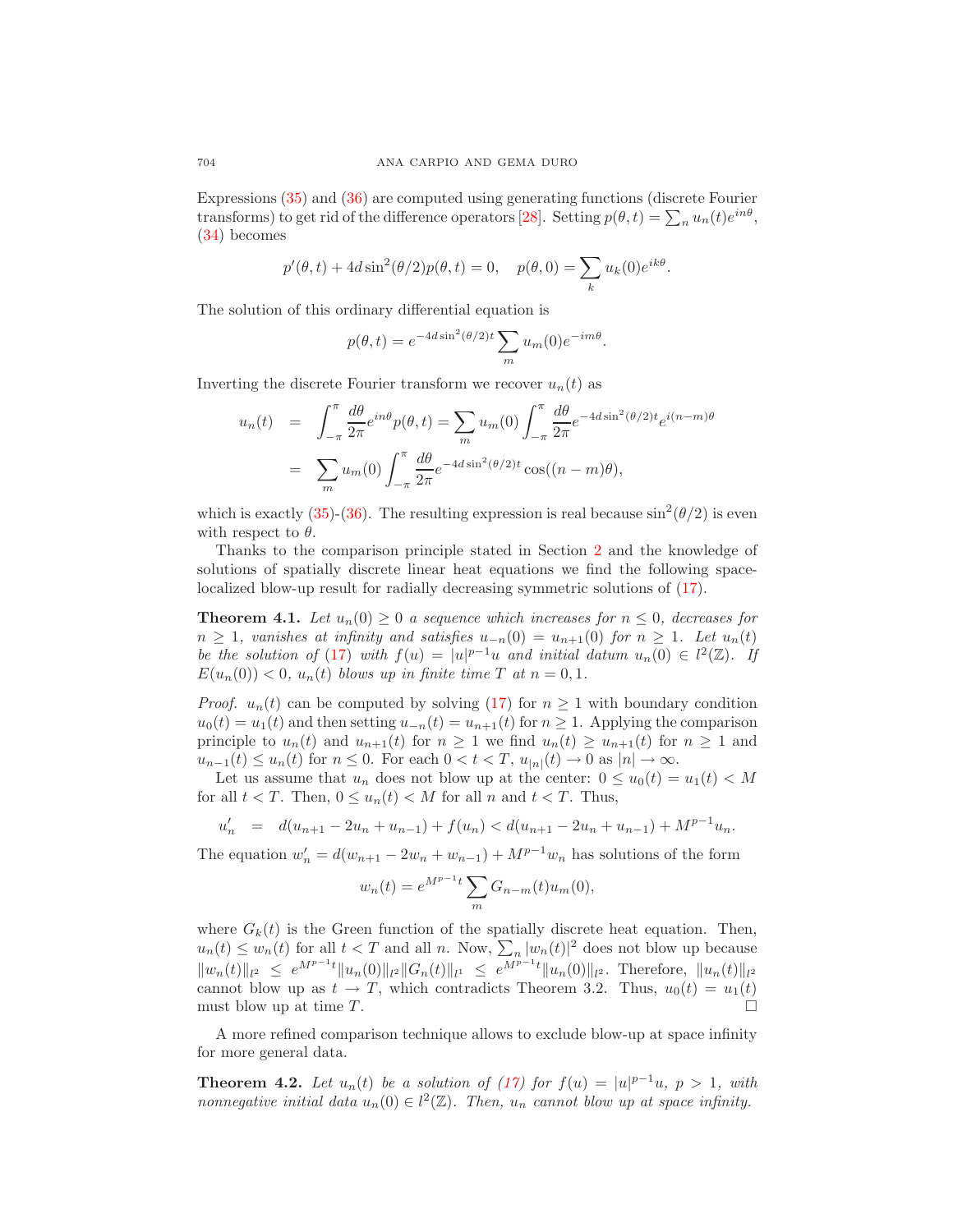Expressions (35) and (36) are computed using generating functions (discrete Fourier transforms) to get rid of the difference operators [28]. Setting $p(\theta,t) = \sum_n u_n(t) e^{in\theta}$, (34) becomes

$$p'(\theta,t) + 4d\sin^2(\theta/2)p(\theta,t) = 0, \quad p(\theta,0) = \sum_k u_k(0)e^{ik\theta}.$$

The solution of this ordinary differential equation is

$$p(\theta,t) = e^{-4d\sin^2(\theta/2)t}\sum_m u_m(0)e^{-im\theta}.$$

Inverting the discrete Fourier transform we recover $u_n(t)$ as

$$\begin{aligned} u_n(t) &= \int_{-\pi}^{\pi}\frac{d\theta}{2\pi}e^{in\theta}p(\theta,t) = \sum_m u_m(0)\int_{-\pi}^{\pi}\frac{d\theta}{2\pi}e^{-4d\sin^2(\theta/2)t}e^{i(n-m)\theta} \\ &= \sum_m u_m(0)\int_{-\pi}^{\pi}\frac{d\theta}{2\pi}e^{-4d\sin^2(\theta/2)t}\cos((n-m)\theta), \end{aligned}$$

which is exactly (35)-(36). The resulting expression is real because $\sin^2(\theta/2)$ is even with respect to $\theta$.

Thanks to the comparison principle stated in Section 2 and the knowledge of solutions of spatially discrete linear heat equations we find the following space-localized blow-up result for radially decreasing symmetric solutions of (17).

**Theorem 4.1.** *Let $u_n(0) \geq 0$ a sequence which increases for $n \leq 0$, decreases for $n \geq 1$, vanishes at infinity and satisfies $u_{-n}(0) = u_{n+1}(0)$ for $n \geq 1$. Let $u_n(t)$ be the solution of (17) with $f(u) = |u|^{p-1}u$ and initial datum $u_n(0) \in l^2(\mathbb{Z})$. If $E(u_n(0)) < 0$, $u_n(t)$ blows up in finite time $T$ at $n = 0, 1$.*

*Proof.* $u_n(t)$ can be computed by solving (17) for $n \geq 1$ with boundary condition $u_0(t) = u_1(t)$ and then setting $u_{-n}(t) = u_{n+1}(t)$ for $n \geq 1$. Applying the comparison principle to $u_n(t)$ and $u_{n+1}(t)$ for $n \geq 1$ we find $u_n(t) \geq u_{n+1}(t)$ for $n \geq 1$ and $u_{n-1}(t) \leq u_n(t)$ for $n \leq 0$. For each $0 < t < T$, $u_{|n|}(t) \to 0$ as $|n| \to \infty$.

Let us assume that $u_n$ does not blow up at the center: $0 \leq u_0(t) = u_1(t) < M$ for all $t < T$. Then, $0 \leq u_n(t) < M$ for all $n$ and $t < T$. Thus,

$$u_n' = d(u_{n+1} - 2u_n + u_{n-1}) + f(u_n) < d(u_{n+1} - 2u_n + u_{n-1}) + M^{p-1}u_n.$$

The equation $w_n' = d(w_{n+1} - 2w_n + w_{n-1}) + M^{p-1}w_n$ has solutions of the form

$$w_n(t) = e^{M^{p-1}t}\sum_m G_{n-m}(t)u_m(0),$$

where $G_k(t)$ is the Green function of the spatially discrete heat equation. Then, $u_n(t) \leq w_n(t)$ for all $t < T$ and all $n$. Now, $\sum_n |w_n(t)|^2$ does not blow up because $\|w_n(t)\|_{l^2} \leq e^{M^{p-1}t}\|u_n(0)\|_{l^2}\|G_n(t)\|_{l^1} \leq e^{M^{p-1}t}\|u_n(0)\|_{l^2}$. Therefore, $\|u_n(t)\|_{l^2}$ cannot blow up as $t \to T$, which contradicts Theorem 3.2. Thus, $u_0(t) = u_1(t)$ must blow up at time $T$. □

A more refined comparison technique allows to exclude blow-up at space infinity for more general data.

**Theorem 4.2.** *Let $u_n(t)$ be a solution of (17) for $f(u) = |u|^{p-1}u$, $p > 1$, with nonnegative initial data $u_n(0) \in l^2(\mathbb{Z})$. Then, $u_n$ cannot blow up at space infinity.*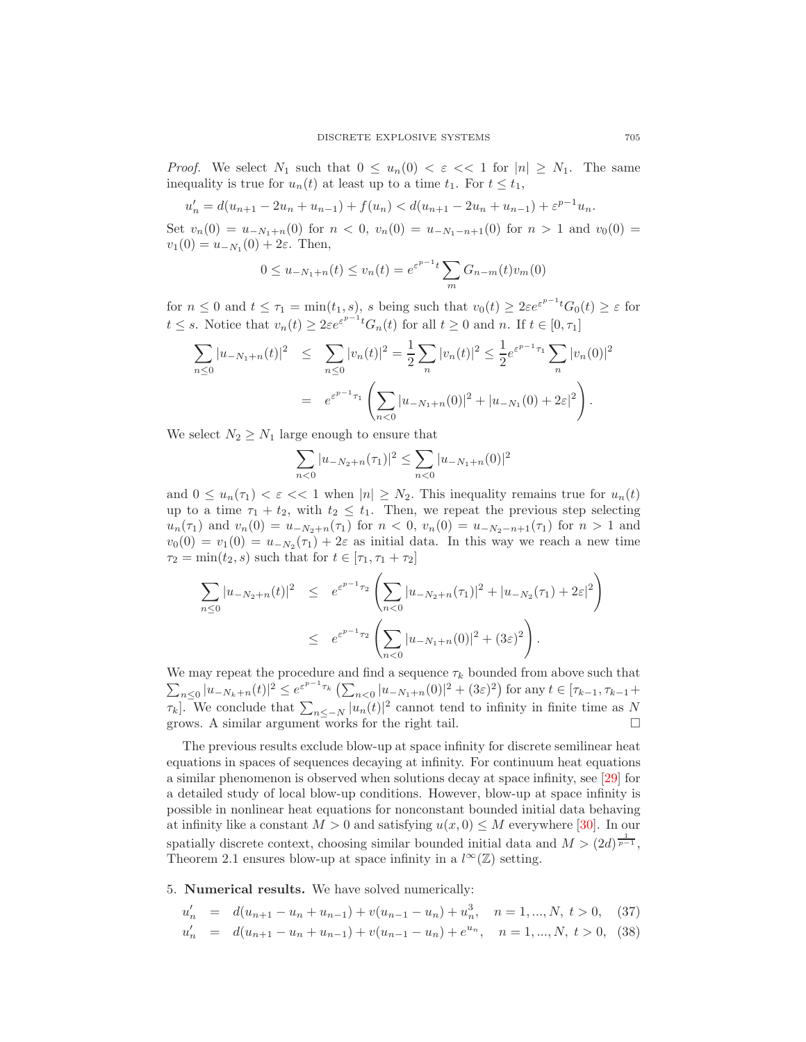*Proof.* We select $N_1$ such that $0 \leq u_n(0) < \varepsilon << 1$ for $|n| \geq N_1$. The same inequality is true for $u_n(t)$ at least up to a time $t_1$. For $t \leq t_1$,

$$u_n' = d(u_{n+1} - 2u_n + u_{n-1}) + f(u_n) < d(u_{n+1} - 2u_n + u_{n-1}) + \varepsilon^{p-1} u_n.$$

Set $v_n(0) = u_{-N_1+n}(0)$ for $n < 0$, $v_n(0) = u_{-N_1-n+1}(0)$ for $n > 1$ and $v_0(0) = v_1(0) = u_{-N_1}(0) + 2\varepsilon$. Then,

$$0 \leq u_{-N_1+n}(t) \leq v_n(t) = e^{\varepsilon^{p-1}t} \sum_m G_{n-m}(t) v_m(0)$$

for $n \leq 0$ and $t \leq \tau_1 = \min(t_1, s)$, $s$ being such that $v_0(t) \geq 2\varepsilon e^{\varepsilon^{p-1}t} G_0(t) \geq \varepsilon$ for $t \leq s$. Notice that $v_n(t) \geq 2\varepsilon e^{\varepsilon^{p-1}t} G_n(t)$ for all $t \geq 0$ and $n$. If $t \in [0, \tau_1]$

$$\begin{aligned}
\sum_{n \leq 0} |u_{-N_1+n}(t)|^2 &\leq \sum_{n \leq 0} |v_n(t)|^2 = \frac{1}{2} \sum_n |v_n(t)|^2 \leq \frac{1}{2} e^{\varepsilon^{p-1}\tau_1} \sum_n |v_n(0)|^2 \\
&= e^{\varepsilon^{p-1}\tau_1} \left( \sum_{n<0} |u_{-N_1+n}(0)|^2 + |u_{-N_1}(0) + 2\varepsilon|^2 \right).
\end{aligned}$$

We select $N_2 \geq N_1$ large enough to ensure that

$$\sum_{n<0} |u_{-N_2+n}(\tau_1)|^2 \leq \sum_{n<0} |u_{-N_1+n}(0)|^2$$

and $0 \leq u_n(\tau_1) < \varepsilon << 1$ when $|n| \geq N_2$. This inequality remains true for $u_n(t)$ up to a time $\tau_1 + t_2$, with $t_2 \leq t_1$. Then, we repeat the previous step selecting $u_n(\tau_1)$ and $v_n(0) = u_{-N_2+n}(\tau_1)$ for $n < 0$, $v_n(0) = u_{-N_2-n+1}(\tau_1)$ for $n > 1$ and $v_0(0) = v_1(0) = u_{-N_2}(\tau_1) + 2\varepsilon$ as initial data. In this way we reach a new time $\tau_2 = \min(t_2, s)$ such that for $t \in [\tau_1, \tau_1 + \tau_2]$

$$\begin{aligned}
\sum_{n \leq 0} |u_{-N_2+n}(t)|^2 &\leq e^{\varepsilon^{p-1}\tau_2} \left( \sum_{n<0} |u_{-N_2+n}(\tau_1)|^2 + |u_{-N_2}(\tau_1) + 2\varepsilon|^2 \right) \\
&\leq e^{\varepsilon^{p-1}\tau_2} \left( \sum_{n<0} |u_{-N_1+n}(0)|^2 + (3\varepsilon)^2 \right).
\end{aligned}$$

We may repeat the procedure and find a sequence $\tau_k$ bounded from above such that $\sum_{n \leq 0} |u_{-N_k+n}(t)|^2 \leq e^{\varepsilon^{p-1}\tau_k} \left( \sum_{n<0} |u_{-N_1+n}(0)|^2 + (3\varepsilon)^2 \right)$ for any $t \in [\tau_{k-1}, \tau_{k-1} + \tau_k]$. We conclude that $\sum_{n \leq -N} |u_n(t)|^2$ cannot tend to infinity in finite time as $N$ grows. A similar argument works for the right tail. □

The previous results exclude blow-up at space infinity for discrete semilinear heat equations in spaces of sequences decaying at infinity. For continuum heat equations a similar phenomenon is observed when solutions decay at space infinity, see [29] for a detailed study of local blow-up conditions. However, blow-up at space infinity is possible in nonlinear heat equations for nonconstant bounded initial data behaving at infinity like a constant $M > 0$ and satisfying $u(x, 0) \leq M$ everywhere [30]. In our spatially discrete context, choosing similar bounded initial data and $M > (2d)^{\frac{1}{p-1}}$, Theorem 2.1 ensures blow-up at space infinity in a $l^\infty(\mathbb{Z})$ setting.

## 5. Numerical results.

We have solved numerically:

$$\begin{aligned}
u_n' &= d(u_{n+1} - u_n + u_{n-1}) + v(u_{n-1} - u_n) + u_n^3, \quad n = 1, ..., N, \ t > 0, \quad (37) \\
u_n' &= d(u_{n+1} - u_n + u_{n-1}) + v(u_{n-1} - u_n) + e^{u_n}, \quad n = 1, ..., N, \ t > 0, \quad (38)
\end{aligned}$$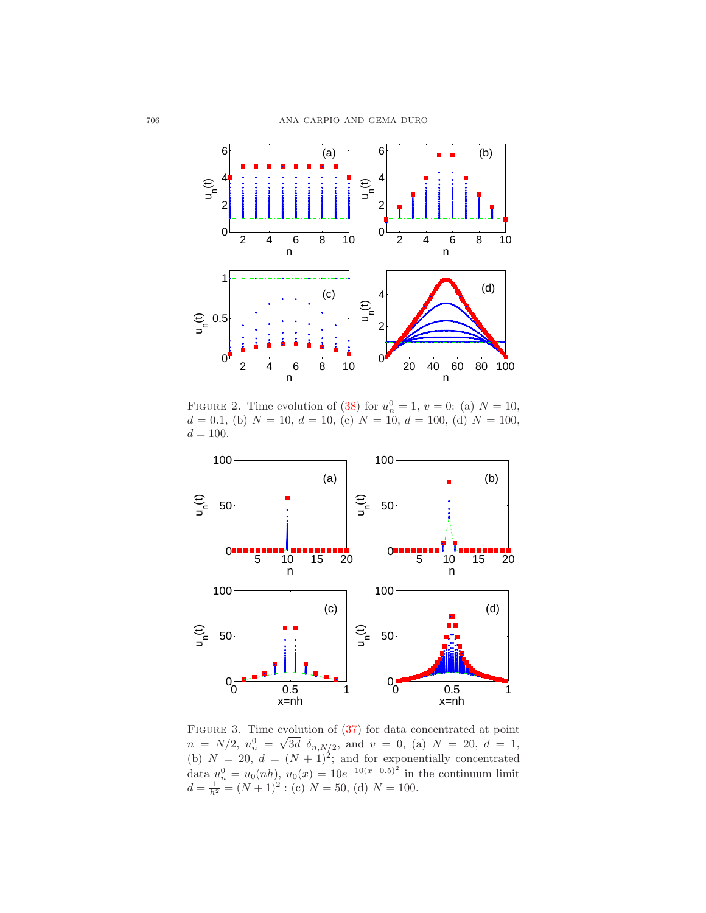Figure 2. Time evolution of (38) for $u_n^0 = 1$, $v = 0$: (a) $N = 10$, $d = 0.1$, (b) $N = 10$, $d = 10$, (c) $N = 10$, $d = 100$, (d) $N = 100$, $d = 100$.

Figure 3. Time evolution of (37) for data concentrated at point $n = N/2$, $u_n^0 = \sqrt{3d}\ \delta_{n,N/2}$, and $v = 0$, (a) $N = 20$, $d = 1$, (b) $N = 20$, $d = (N+1)^2$; and for exponentially concentrated data $u_n^0 = u_0(nh)$, $u_0(x) = 10e^{-10(x-0.5)^2}$ in the continuum limit $d = \frac{1}{h^2} = (N+1)^2$ : (c) $N = 50$, (d) $N = 100$.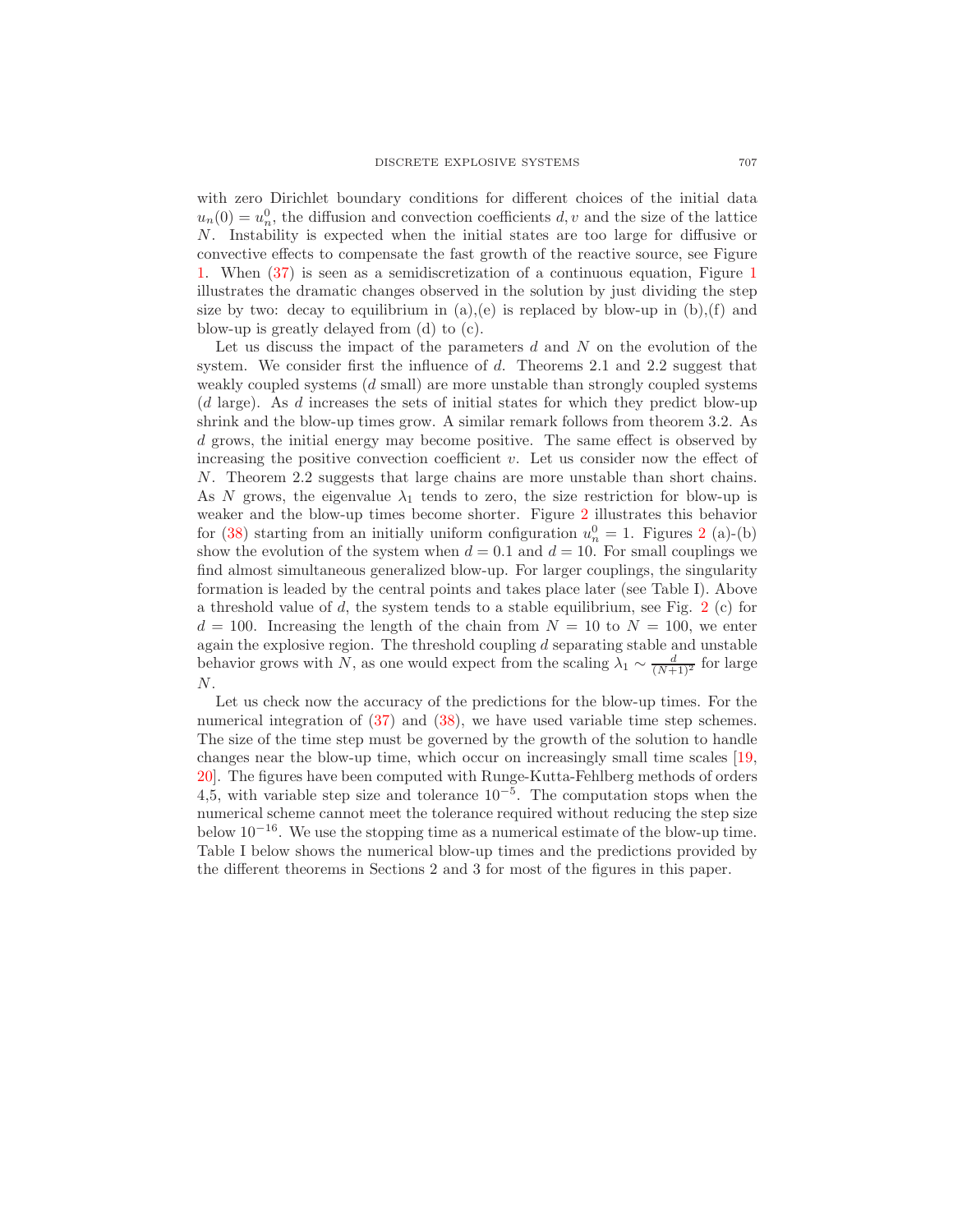with zero Dirichlet boundary conditions for different choices of the initial data $u_n(0) = u_n^0$, the diffusion and convection coefficients $d, v$ and the size of the lattice $N$. Instability is expected when the initial states are too large for diffusive or convective effects to compensate the fast growth of the reactive source, see Figure 1. When (37) is seen as a semidiscretization of a continuous equation, Figure 1 illustrates the dramatic changes observed in the solution by just dividing the step size by two: decay to equilibrium in (a),(e) is replaced by blow-up in (b),(f) and blow-up is greatly delayed from (d) to (c).

Let us discuss the impact of the parameters $d$ and $N$ on the evolution of the system. We consider first the influence of $d$. Theorems 2.1 and 2.2 suggest that weakly coupled systems ($d$ small) are more unstable than strongly coupled systems ($d$ large). As $d$ increases the sets of initial states for which they predict blow-up shrink and the blow-up times grow. A similar remark follows from theorem 3.2. As $d$ grows, the initial energy may become positive. The same effect is observed by increasing the positive convection coefficient $v$. Let us consider now the effect of $N$. Theorem 2.2 suggests that large chains are more unstable than short chains. As $N$ grows, the eigenvalue $\lambda_1$ tends to zero, the size restriction for blow-up is weaker and the blow-up times become shorter. Figure 2 illustrates this behavior for (38) starting from an initially uniform configuration $u_n^0 = 1$. Figures 2 (a)-(b) show the evolution of the system when $d = 0.1$ and $d = 10$. For small couplings we find almost simultaneous generalized blow-up. For larger couplings, the singularity formation is leaded by the central points and takes place later (see Table I). Above a threshold value of $d$, the system tends to a stable equilibrium, see Fig. 2 (c) for $d = 100$. Increasing the length of the chain from $N = 10$ to $N = 100$, we enter again the explosive region. The threshold coupling $d$ separating stable and unstable behavior grows with $N$, as one would expect from the scaling $\lambda_1 \sim \frac{d}{(N+1)^2}$ for large $N$.

Let us check now the accuracy of the predictions for the blow-up times. For the numerical integration of (37) and (38), we have used variable time step schemes. The size of the time step must be governed by the growth of the solution to handle changes near the blow-up time, which occur on increasingly small time scales [19, 20]. The figures have been computed with Runge-Kutta-Fehlberg methods of orders 4,5, with variable step size and tolerance $10^{-5}$. The computation stops when the numerical scheme cannot meet the tolerance required without reducing the step size below $10^{-16}$. We use the stopping time as a numerical estimate of the blow-up time. Table I below shows the numerical blow-up times and the predictions provided by the different theorems in Sections 2 and 3 for most of the figures in this paper.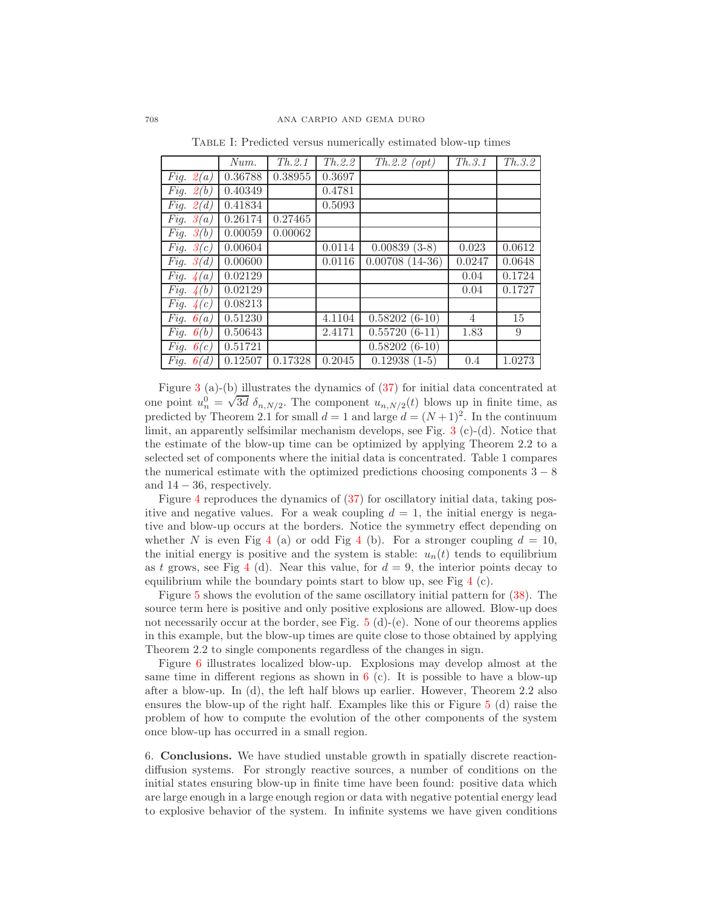TABLE I: Predicted versus numerically estimated blow-up times

| | *Num.* | *Th.2.1* | *Th.2.2* | *Th.2.2 (opt)* | *Th.3.1* | *Th.3.2* |
|---|---|---|---|---|---|---|
| *Fig. 2(a)* | 0.36788 | 0.38955 | 0.3697 | | | |
| *Fig. 2(b)* | 0.40349 | | 0.4781 | | | |
| *Fig. 2(d)* | 0.41834 | | 0.5093 | | | |
| *Fig. 3(a)* | 0.26174 | 0.27465 | | | | |
| *Fig. 3(b)* | 0.00059 | 0.00062 | | | | |
| *Fig. 3(c)* | 0.00604 | | 0.0114 | 0.00839 (3-8) | 0.023 | 0.0612 |
| *Fig. 3(d)* | 0.00600 | | 0.0116 | 0.00708 (14-36) | 0.0247 | 0.0648 |
| *Fig. 4(a)* | 0.02129 | | | | 0.04 | 0.1724 |
| *Fig. 4(b)* | 0.02129 | | | | 0.04 | 0.1727 |
| *Fig. 4(c)* | 0.08213 | | | | | |
| *Fig. 6(a)* | 0.51230 | | 4.1104 | 0.58202 (6-10) | 4 | 15 |
| *Fig. 6(b)* | 0.50643 | | 2.4171 | 0.55720 (6-11) | 1.83 | 9 |
| *Fig. 6(c)* | 0.51721 | | | 0.58202 (6-10) | | |
| *Fig. 6(d)* | 0.12507 | 0.17328 | 0.2045 | 0.12938 (1-5) | 0.4 | 1.0273 |

Figure 3 (a)-(b) illustrates the dynamics of (37) for initial data concentrated at one point $u_n^0 = \sqrt{3d}\, \delta_{n,N/2}$. The component $u_{n,N/2}(t)$ blows up in finite time, as predicted by Theorem 2.1 for small $d = 1$ and large $d = (N+1)^2$. In the continuum limit, an apparently selfsimilar mechanism develops, see Fig. 3 (c)-(d). Notice that the estimate of the blow-up time can be optimized by applying Theorem 2.2 to a selected set of components where the initial data is concentrated. Table 1 compares the numerical estimate with the optimized predictions choosing components $3-8$ and $14-36$, respectively.

Figure 4 reproduces the dynamics of (37) for oscillatory initial data, taking positive and negative values. For a weak coupling $d = 1$, the initial energy is negative and blow-up occurs at the borders. Notice the symmetry effect depending on whether $N$ is even Fig 4 (a) or odd Fig 4 (b). For a stronger coupling $d = 10$, the initial energy is positive and the system is stable: $u_n(t)$ tends to equilibrium as $t$ grows, see Fig 4 (d). Near this value, for $d = 9$, the interior points decay to equilibrium while the boundary points start to blow up, see Fig 4 (c).

Figure 5 shows the evolution of the same oscillatory initial pattern for (38). The source term here is positive and only positive explosions are allowed. Blow-up does not necessarily occur at the border, see Fig. 5 (d)-(e). None of our theorems applies in this example, but the blow-up times are quite close to those obtained by applying Theorem 2.2 to single components regardless of the changes in sign.

Figure 6 illustrates localized blow-up. Explosions may develop almost at the same time in different regions as shown in 6 (c). It is possible to have a blow-up after a blow-up. In (d), the left half blows up earlier. However, Theorem 2.2 also ensures the blow-up of the right half. Examples like this or Figure 5 (d) raise the problem of how to compute the evolution of the other components of the system once blow-up has occurred in a small region.

## 6. Conclusions.

We have studied unstable growth in spatially discrete reaction-diffusion systems. For strongly reactive sources, a number of conditions on the initial states ensuring blow-up in finite time have been found: positive data which are large enough in a large enough region or data with negative potential energy lead to explosive behavior of the system. In infinite systems we have given conditions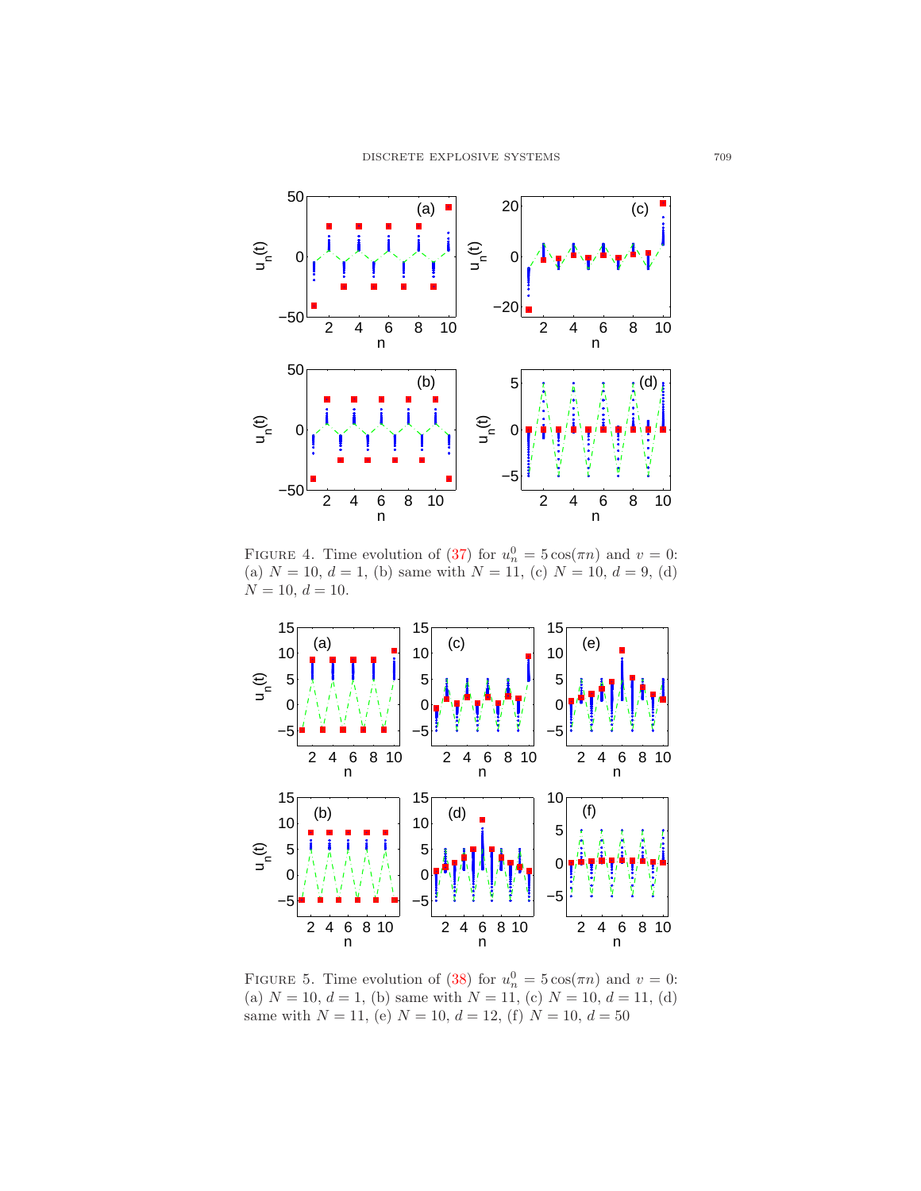Figure 4. Time evolution of (37) for $u_n^0 = 5\cos(\pi n)$ and $v = 0$: (a) $N = 10$, $d = 1$, (b) same with $N = 11$, (c) $N = 10$, $d = 9$, (d) $N = 10$, $d = 10$.

Figure 5. Time evolution of (38) for $u_n^0 = 5\cos(\pi n)$ and $v = 0$: (a) $N = 10$, $d = 1$, (b) same with $N = 11$, (c) $N = 10$, $d = 11$, (d) same with $N = 11$, (e) $N = 10$, $d = 12$, (f) $N = 10$, $d = 50$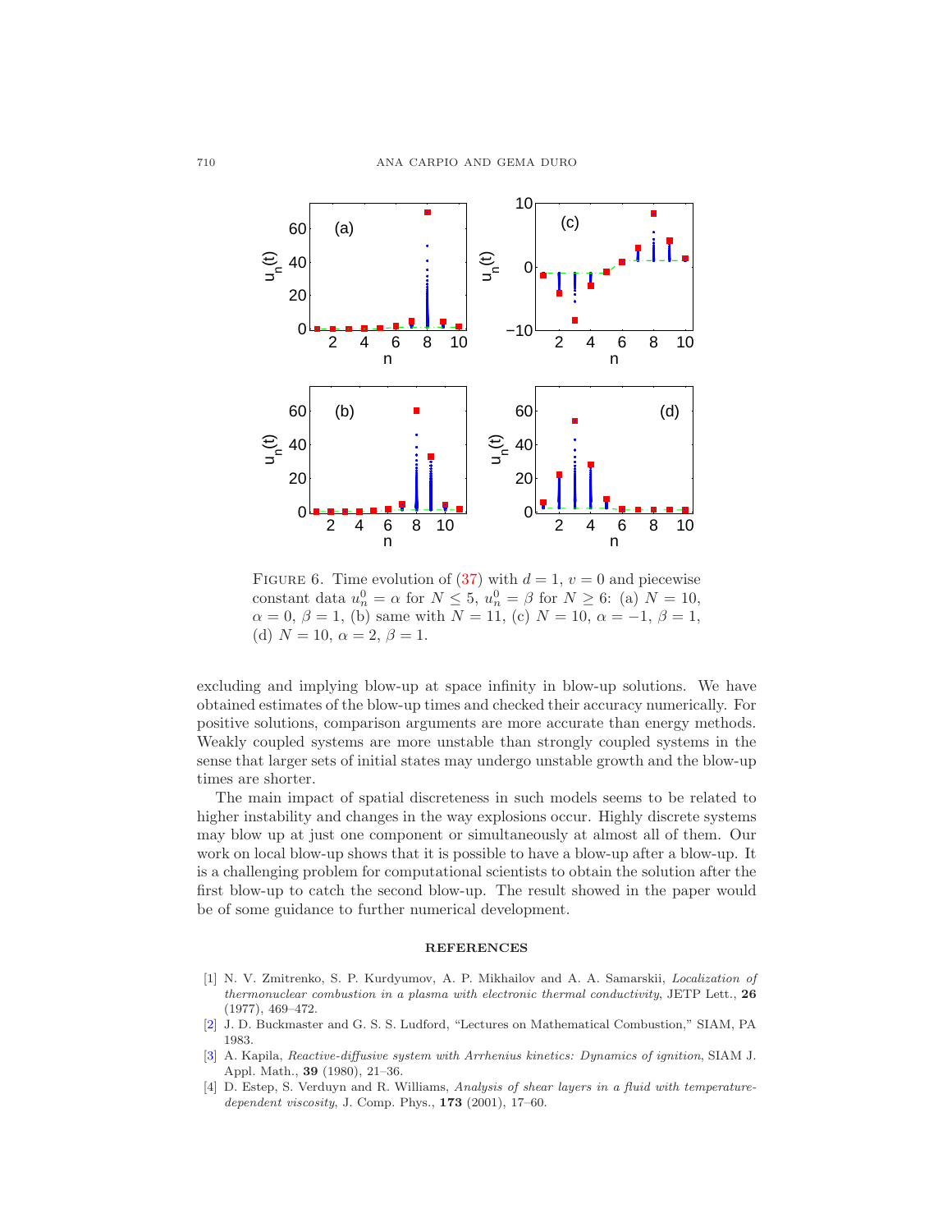FIGURE 6. Time evolution of (37) with $d = 1$, $v = 0$ and piecewise constant data $u_n^0 = \alpha$ for $N \leq 5$, $u_n^0 = \beta$ for $N \geq 6$: (a) $N = 10$, $\alpha = 0$, $\beta = 1$, (b) same with $N = 11$, (c) $N = 10$, $\alpha = -1$, $\beta = 1$, (d) $N = 10$, $\alpha = 2$, $\beta = 1$.

excluding and implying blow-up at space infinity in blow-up solutions. We have obtained estimates of the blow-up times and checked their accuracy numerically. For positive solutions, comparison arguments are more accurate than energy methods. Weakly coupled systems are more unstable than strongly coupled systems in the sense that larger sets of initial states may undergo unstable growth and the blow-up times are shorter.

The main impact of spatial discreteness in such models seems to be related to higher instability and changes in the way explosions occur. Highly discrete systems may blow up at just one component or simultaneously at almost all of them. Our work on local blow-up shows that it is possible to have a blow-up after a blow-up. It is a challenging problem for computational scientists to obtain the solution after the first blow-up to catch the second blow-up. The result showed in the paper would be of some guidance to further numerical development.

## REFERENCES

[1] N. V. Zmitrenko, S. P. Kurdyumov, A. P. Mikhailov and A. A. Samarskii, *Localization of thermonuclear combustion in a plasma with electronic thermal conductivity*, JETP Lett., **26** (1977), 469–472.

[2] J. D. Buckmaster and G. S. S. Ludford, "Lectures on Mathematical Combustion," SIAM, PA 1983.

[3] A. Kapila, *Reactive-diffusive system with Arrhenius kinetics: Dynamics of ignition*, SIAM J. Appl. Math., **39** (1980), 21–36.

[4] D. Estep, S. Verduyn and R. Williams, *Analysis of shear layers in a fluid with temperature-dependent viscosity*, J. Comp. Phys., **173** (2001), 17–60.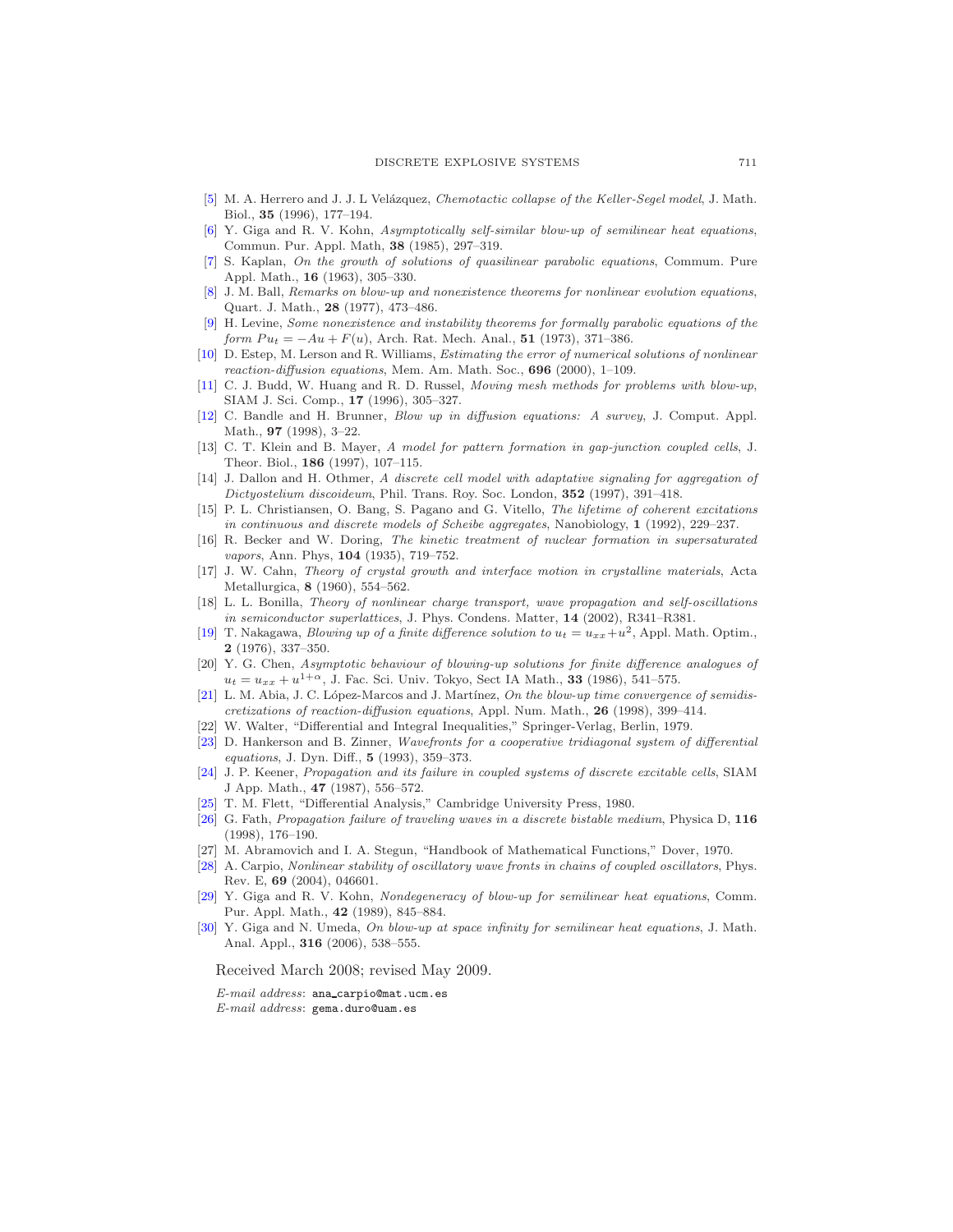[5] M. A. Herrero and J. J. L Velázquez, *Chemotactic collapse of the Keller-Segel model*, J. Math. Biol., **35** (1996), 177–194.

[6] Y. Giga and R. V. Kohn, *Asymptotically self-similar blow-up of semilinear heat equations*, Commun. Pur. Appl. Math, **38** (1985), 297–319.

[7] S. Kaplan, *On the growth of solutions of quasilinear parabolic equations*, Commum. Pure Appl. Math., **16** (1963), 305–330.

[8] J. M. Ball, *Remarks on blow-up and nonexistence theorems for nonlinear evolution equations*, Quart. J. Math., **28** (1977), 473–486.

[9] H. Levine, *Some nonexistence and instability theorems for formally parabolic equations of the form $Pu_t = -Au + F(u)$*, Arch. Rat. Mech. Anal., **51** (1973), 371–386.

[10] D. Estep, M. Lerson and R. Williams, *Estimating the error of numerical solutions of nonlinear reaction-diffusion equations*, Mem. Am. Math. Soc., **696** (2000), 1–109.

[11] C. J. Budd, W. Huang and R. D. Russel, *Moving mesh methods for problems with blow-up*, SIAM J. Sci. Comp., **17** (1996), 305–327.

[12] C. Bandle and H. Brunner, *Blow up in diffusion equations: A survey*, J. Comput. Appl. Math., **97** (1998), 3–22.

[13] C. T. Klein and B. Mayer, *A model for pattern formation in gap-junction coupled cells*, J. Theor. Biol., **186** (1997), 107–115.

[14] J. Dallon and H. Othmer, *A discrete cell model with adaptative signaling for aggregation of Dictyostelium discoideum*, Phil. Trans. Roy. Soc. London, **352** (1997), 391–418.

[15] P. L. Christiansen, O. Bang, S. Pagano and G. Vitello, *The lifetime of coherent excitations in continuous and discrete models of Scheibe aggregates*, Nanobiology, **1** (1992), 229–237.

[16] R. Becker and W. Doring, *The kinetic treatment of nuclear formation in supersaturated vapors*, Ann. Phys, **104** (1935), 719–752.

[17] J. W. Cahn, *Theory of crystal growth and interface motion in crystalline materials*, Acta Metallurgica, **8** (1960), 554–562.

[18] L. L. Bonilla, *Theory of nonlinear charge transport, wave propagation and self-oscillations in semiconductor superlattices*, J. Phys. Condens. Matter, **14** (2002), R341–R381.

[19] T. Nakagawa, *Blowing up of a finite difference solution to $u_t = u_{xx} + u^2$*, Appl. Math. Optim., **2** (1976), 337–350.

[20] Y. G. Chen, *Asymptotic behaviour of blowing-up solutions for finite difference analogues of $u_t = u_{xx} + u^{1+\alpha}$*, J. Fac. Sci. Univ. Tokyo, Sect IA Math., **33** (1986), 541–575.

[21] L. M. Abia, J. C. López-Marcos and J. Martínez, *On the blow-up time convergence of semidiscretizations of reaction-diffusion equations*, Appl. Num. Math., **26** (1998), 399–414.

[22] W. Walter, "Differential and Integral Inequalities," Springer-Verlag, Berlin, 1979.

[23] D. Hankerson and B. Zinner, *Wavefronts for a cooperative tridiagonal system of differential equations*, J. Dyn. Diff., **5** (1993), 359–373.

[24] J. P. Keener, *Propagation and its failure in coupled systems of discrete excitable cells*, SIAM J App. Math., **47** (1987), 556–572.

[25] T. M. Flett, "Differential Analysis," Cambridge University Press, 1980.

[26] G. Fath, *Propagation failure of traveling waves in a discrete bistable medium*, Physica D, **116** (1998), 176–190.

[27] M. Abramovich and I. A. Stegun, "Handbook of Mathematical Functions," Dover, 1970.

[28] A. Carpio, *Nonlinear stability of oscillatory wave fronts in chains of coupled oscillators*, Phys. Rev. E, **69** (2004), 046601.

[29] Y. Giga and R. V. Kohn, *Nondegeneracy of blow-up for semilinear heat equations*, Comm. Pur. Appl. Math., **42** (1989), 845–884.

[30] Y. Giga and N. Umeda, *On blow-up at space infinity for semilinear heat equations*, J. Math. Anal. Appl., **316** (2006), 538–555.

Received March 2008; revised May 2009.

*E-mail address*: ana_carpio@mat.ucm.es
*E-mail address*: gema.duro@uam.es